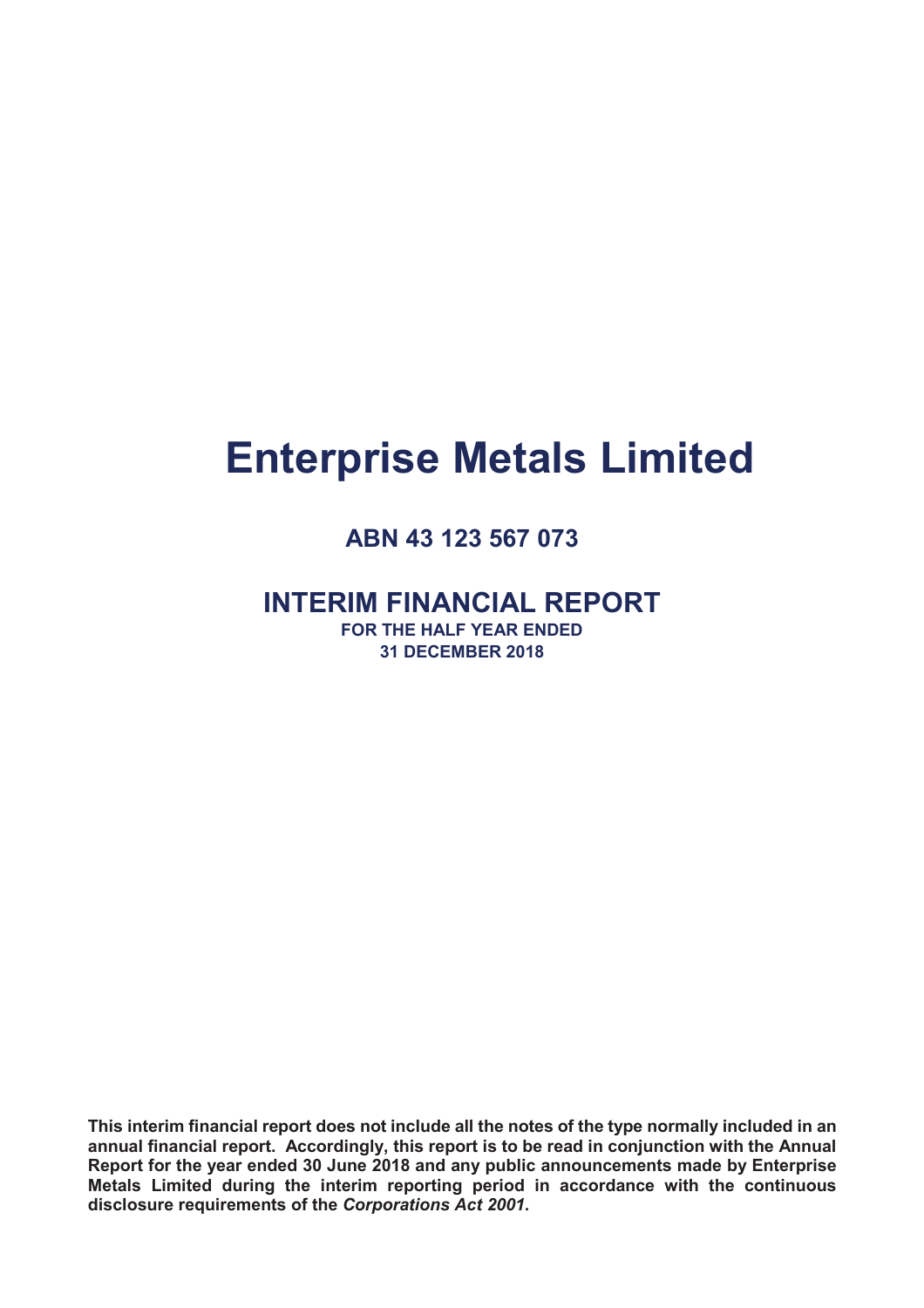# Enterprise Metals Limited

## ABN 43 123 567 073

## INTERIM FINANCIAL REPORT

**FOR THE HALF YEAR ENDED**
**31 DECEMBER 2018**

**This interim financial report does not include all the notes of the type normally included in an annual financial report. Accordingly, this report is to be read in conjunction with the Annual Report for the year ended 30 June 2018 and any public announcements made by Enterprise Metals Limited during the interim reporting period in accordance with the continuous disclosure requirements of the *Corporations Act 2001*.**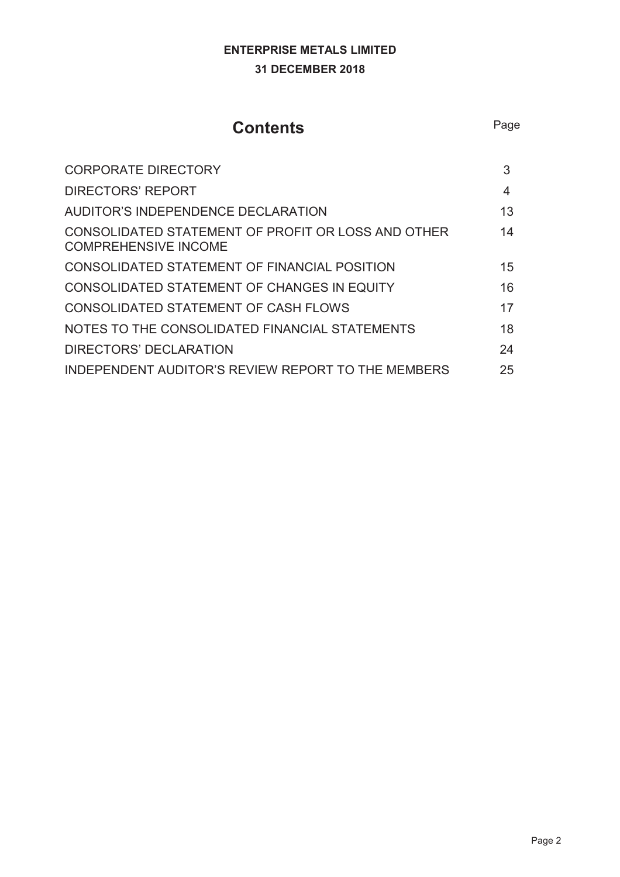**ENTERPRISE METALS LIMITED**

**31 DECEMBER 2018**

# Contents

| | Page |
|---|---|
| CORPORATE DIRECTORY | 3 |
| DIRECTORS' REPORT | 4 |
| AUDITOR'S INDEPENDENCE DECLARATION | 13 |
| CONSOLIDATED STATEMENT OF PROFIT OR LOSS AND OTHER COMPREHENSIVE INCOME | 14 |
| CONSOLIDATED STATEMENT OF FINANCIAL POSITION | 15 |
| CONSOLIDATED STATEMENT OF CHANGES IN EQUITY | 16 |
| CONSOLIDATED STATEMENT OF CASH FLOWS | 17 |
| NOTES TO THE CONSOLIDATED FINANCIAL STATEMENTS | 18 |
| DIRECTORS' DECLARATION | 24 |
| INDEPENDENT AUDITOR'S REVIEW REPORT TO THE MEMBERS | 25 |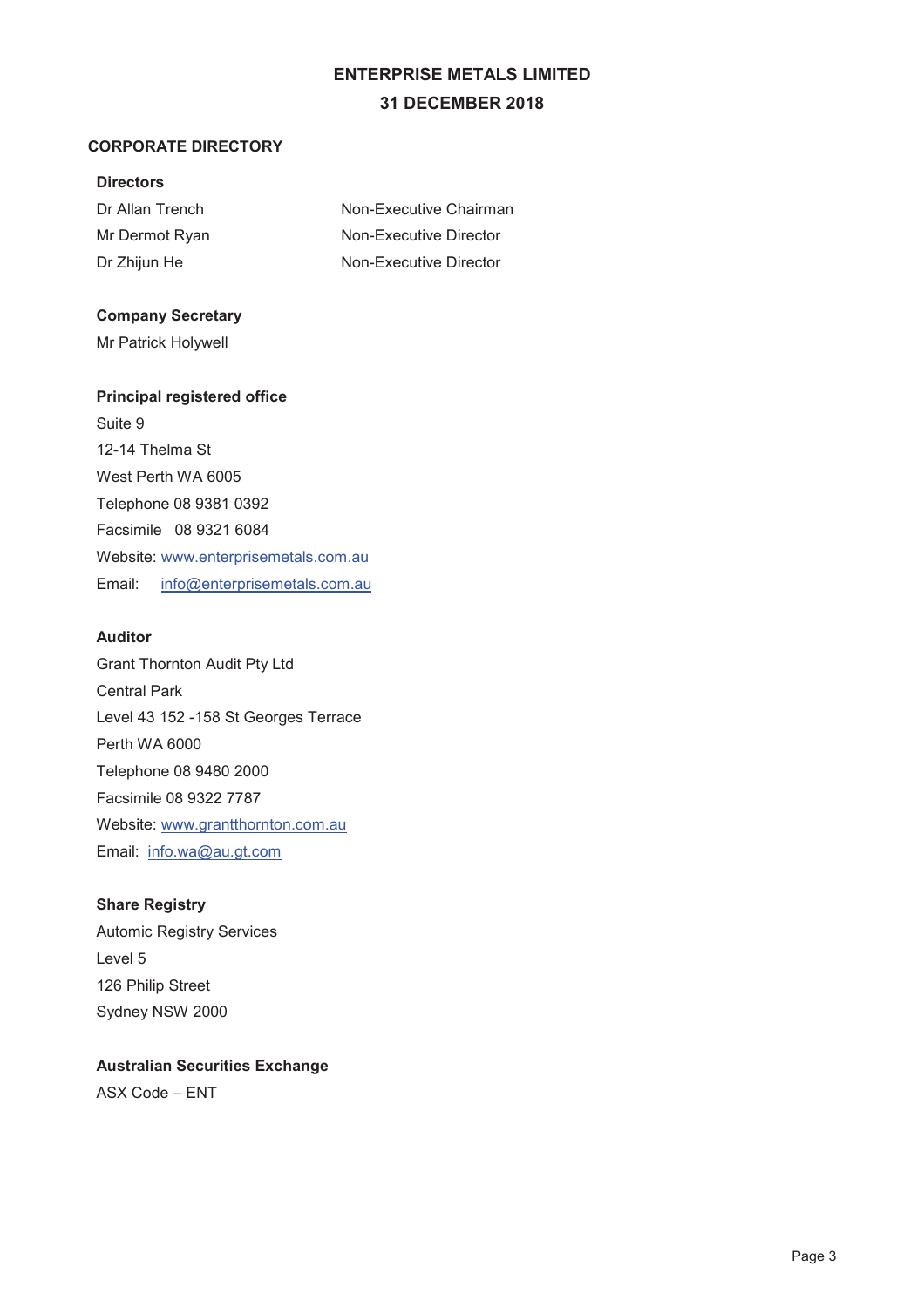# ENTERPRISE METALS LIMITED
# 31 DECEMBER 2018

## CORPORATE DIRECTORY

### Directors

| | |
|---|---|
| Dr Allan Trench | Non-Executive Chairman |
| Mr Dermot Ryan | Non-Executive Director |
| Dr Zhijun He | Non-Executive Director |

### Company Secretary

Mr Patrick Holywell

### Principal registered office

Suite 9
12-14 Thelma St
West Perth WA 6005
Telephone 08 9381 0392
Facsimile 08 9321 6084
Website: www.enterprisemetals.com.au
Email: info@enterprisemetals.com.au

### Auditor

Grant Thornton Audit Pty Ltd
Central Park
Level 43 152 -158 St Georges Terrace
Perth WA 6000
Telephone 08 9480 2000
Facsimile 08 9322 7787
Website: www.grantthornton.com.au
Email: info.wa@au.gt.com

### Share Registry

Automic Registry Services
Level 5
126 Philip Street
Sydney NSW 2000

### Australian Securities Exchange

ASX Code – ENT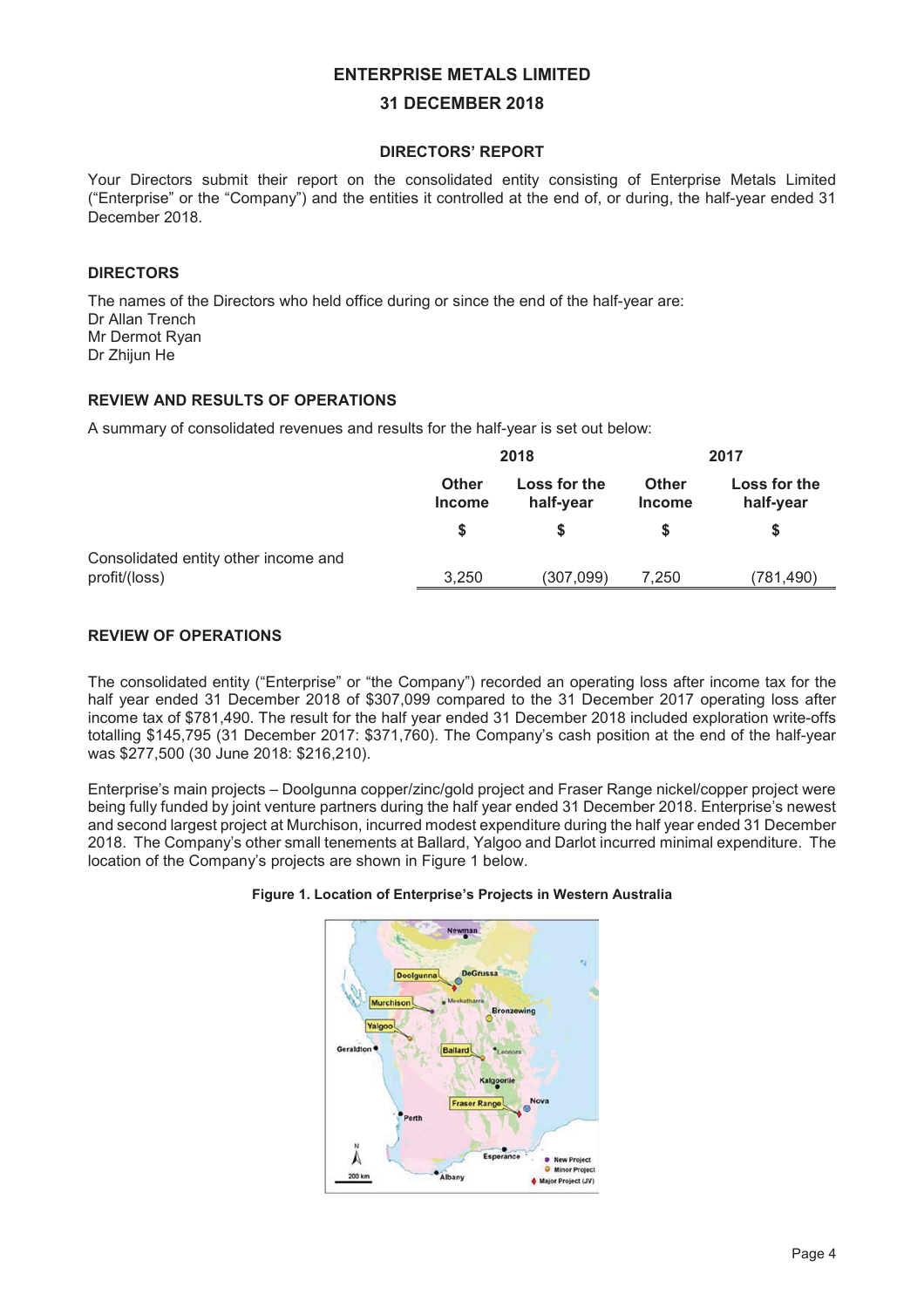# ENTERPRISE METALS LIMITED

## 31 DECEMBER 2018

### DIRECTORS' REPORT

Your Directors submit their report on the consolidated entity consisting of Enterprise Metals Limited ("Enterprise" or the "Company") and the entities it controlled at the end of, or during, the half-year ended 31 December 2018.

### DIRECTORS

The names of the Directors who held office during or since the end of the half-year are:
Dr Allan Trench
Mr Dermot Ryan
Dr Zhijun He

### REVIEW AND RESULTS OF OPERATIONS

A summary of consolidated revenues and results for the half-year is set out below:

| | 2018 | | 2017 | |
|---|---|---|---|---|
| | Other Income | Loss for the half-year | Other Income | Loss for the half-year |
| | $ | $ | $ | $ |
| Consolidated entity other income and profit/(loss) | 3,250 | (307,099) | 7,250 | (781,490) |

### REVIEW OF OPERATIONS

The consolidated entity ("Enterprise" or "the Company") recorded an operating loss after income tax for the half year ended 31 December 2018 of $307,099 compared to the 31 December 2017 operating loss after income tax of $781,490. The result for the half year ended 31 December 2018 included exploration write-offs totalling $145,795 (31 December 2017: $371,760). The Company's cash position at the end of the half-year was $277,500 (30 June 2018: $216,210).

Enterprise's main projects – Doolgunna copper/zinc/gold project and Fraser Range nickel/copper project were being fully funded by joint venture partners during the half year ended 31 December 2018. Enterprise's newest and second largest project at Murchison, incurred modest expenditure during the half year ended 31 December 2018. The Company's other small tenements at Ballard, Yalgoo and Darlot incurred minimal expenditure. The location of the Company's projects are shown in Figure 1 below.

**Figure 1. Location of Enterprise's Projects in Western Australia**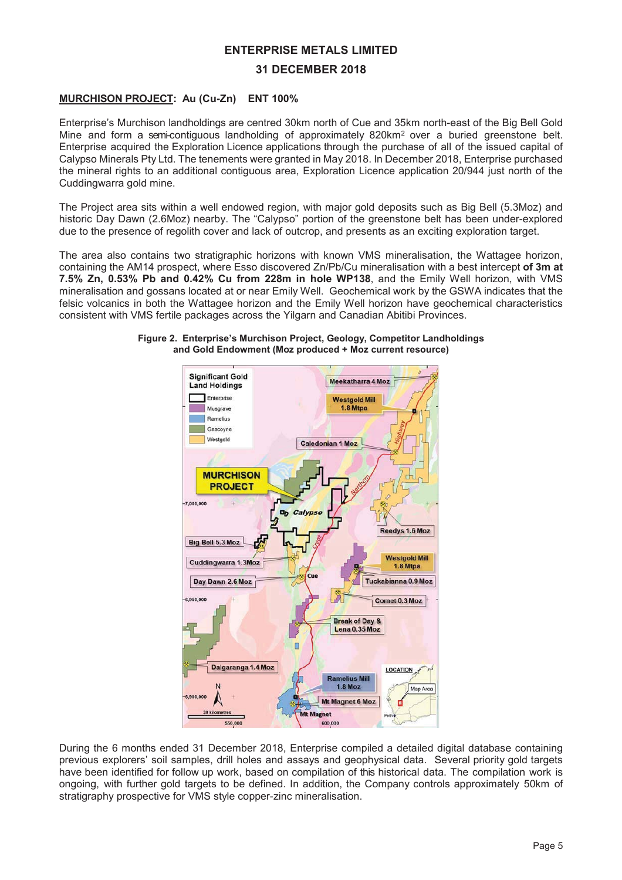## ENTERPRISE METALS LIMITED

## 31 DECEMBER 2018

**MURCHISON PROJECT: Au (Cu-Zn) ENT 100%**

Enterprise's Murchison landholdings are centred 30km north of Cue and 35km north-east of the Big Bell Gold Mine and form a semi-contiguous landholding of approximately 820km[2] over a buried greenstone belt. Enterprise acquired the Exploration Licence applications through the purchase of all of the issued capital of Calypso Minerals Pty Ltd. The tenements were granted in May 2018. In December 2018, Enterprise purchased the mineral rights to an additional contiguous area, Exploration Licence application 20/944 just north of the Cuddingwarra gold mine.

The Project area sits within a well endowed region, with major gold deposits such as Big Bell (5.3Moz) and historic Day Dawn (2.6Moz) nearby. The "Calypso" portion of the greenstone belt has been under-explored due to the presence of regolith cover and lack of outcrop, and presents as an exciting exploration target.

The area also contains two stratigraphic horizons with known VMS mineralisation, the Wattagee horizon, containing the AM14 prospect, where Esso discovered Zn/Pb/Cu mineralisation with a best intercept **of 3m at 7.5% Zn, 0.53% Pb and 0.42% Cu from 228m in hole WP138**, and the Emily Well horizon, with VMS mineralisation and gossans located at or near Emily Well. Geochemical work by the GSWA indicates that the felsic volcanics in both the Wattagee horizon and the Emily Well horizon have geochemical characteristics consistent with VMS fertile packages across the Yilgarn and Canadian Abitibi Provinces.

**Figure 2. Enterprise's Murchison Project, Geology, Competitor Landholdings and Gold Endowment (Moz produced + Moz current resource)**

During the 6 months ended 31 December 2018, Enterprise compiled a detailed digital database containing previous explorers' soil samples, drill holes and assays and geophysical data. Several priority gold targets have been identified for follow up work, based on compilation of this historical data. The compilation work is ongoing, with further gold targets to be defined. In addition, the Company controls approximately 50km of stratigraphy prospective for VMS style copper-zinc mineralisation.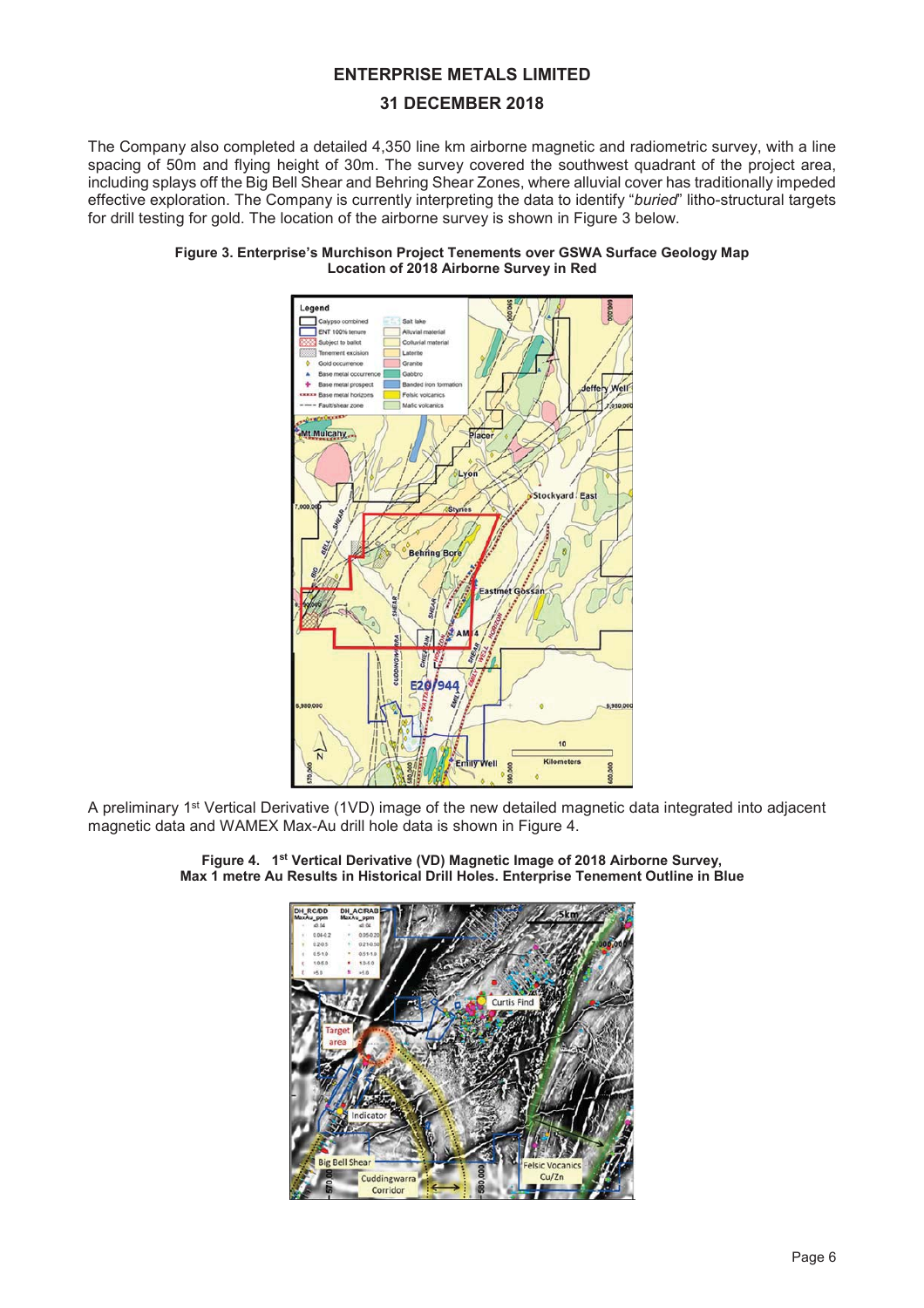The Company also completed a detailed 4,350 line km airborne magnetic and radiometric survey, with a line spacing of 50m and flying height of 30m. The survey covered the southwest quadrant of the project area, including splays off the Big Bell Shear and Behring Shear Zones, where alluvial cover has traditionally impeded effective exploration. The Company is currently interpreting the data to identify "*buried*" litho-structural targets for drill testing for gold. The location of the airborne survey is shown in Figure 3 below.

**Figure 3. Enterprise's Murchison Project Tenements over GSWA Surface Geology Map Location of 2018 Airborne Survey in Red**

A preliminary 1st Vertical Derivative (1VD) image of the new detailed magnetic data integrated into adjacent magnetic data and WAMEX Max-Au drill hole data is shown in Figure 4.

**Figure 4. 1st Vertical Derivative (VD) Magnetic Image of 2018 Airborne Survey, Max 1 metre Au Results in Historical Drill Holes. Enterprise Tenement Outline in Blue**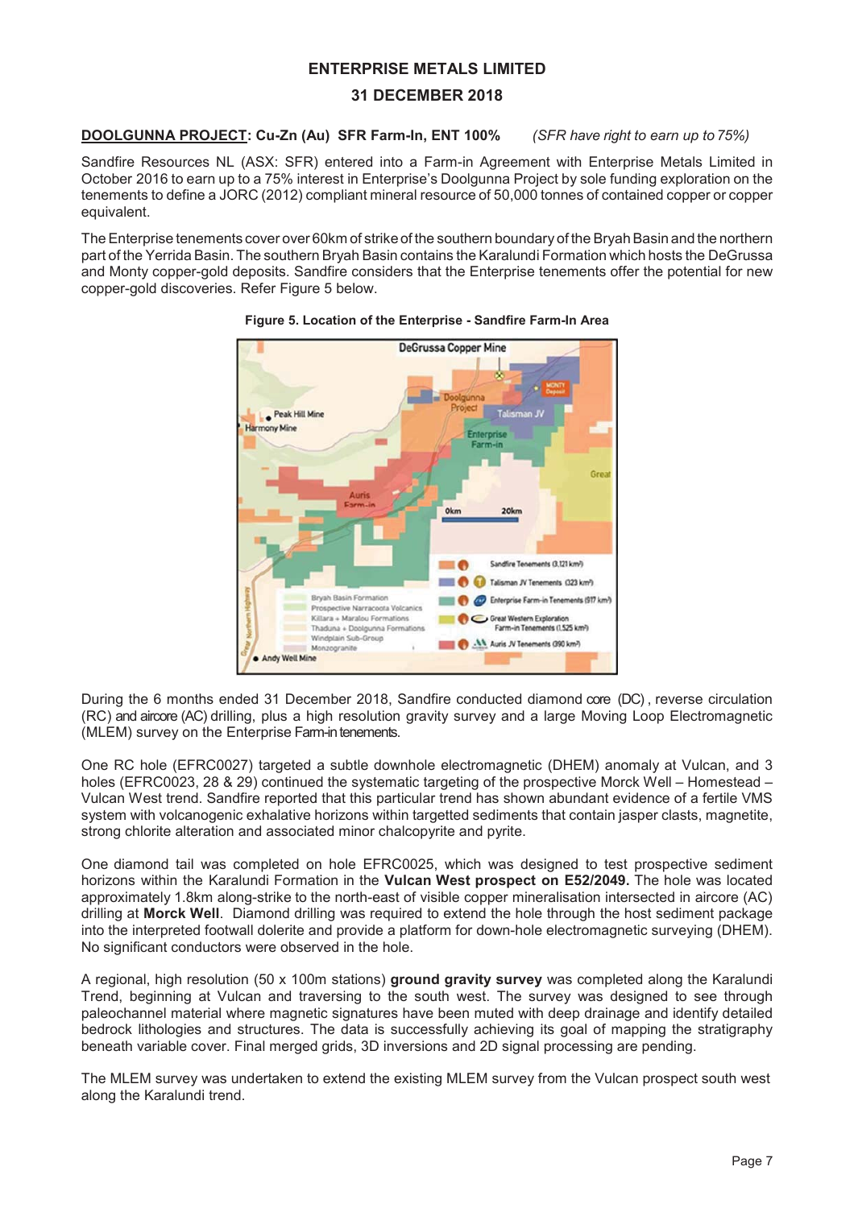**ENTERPRISE METALS LIMITED**

**31 DECEMBER 2018**

**DOOLGUNNA PROJECT: Cu-Zn (Au) SFR Farm-In, ENT 100%** *(SFR have right to earn up to 75%)*

Sandfire Resources NL (ASX: SFR) entered into a Farm-in Agreement with Enterprise Metals Limited in October 2016 to earn up to a 75% interest in Enterprise's Doolgunna Project by sole funding exploration on the tenements to define a JORC (2012) compliant mineral resource of 50,000 tonnes of contained copper or copper equivalent.

The Enterprise tenements cover over 60km of strike of the southern boundary of the Bryah Basin and the northern part of the Yerrida Basin. The southern Bryah Basin contains the Karalundi Formation which hosts the DeGrussa and Monty copper-gold deposits. Sandfire considers that the Enterprise tenements offer the potential for new copper-gold discoveries. Refer Figure 5 below.

**Figure 5. Location of the Enterprise - Sandfire Farm-In Area**

During the 6 months ended 31 December 2018, Sandfire conducted diamond core (DC), reverse circulation (RC) and aircore (AC) drilling, plus a high resolution gravity survey and a large Moving Loop Electromagnetic (MLEM) survey on the Enterprise Farm-in tenements.

One RC hole (EFRC0027) targeted a subtle downhole electromagnetic (DHEM) anomaly at Vulcan, and 3 holes (EFRC0023, 28 & 29) continued the systematic targeting of the prospective Morck Well – Homestead – Vulcan West trend. Sandfire reported that this particular trend has shown abundant evidence of a fertile VMS system with volcanogenic exhalative horizons within targetted sediments that contain jasper clasts, magnetite, strong chlorite alteration and associated minor chalcopyrite and pyrite.

One diamond tail was completed on hole EFRC0025, which was designed to test prospective sediment horizons within the Karalundi Formation in the **Vulcan West prospect on E52/2049.** The hole was located approximately 1.8km along-strike to the north-east of visible copper mineralisation intersected in aircore (AC) drilling at **Morck Well**. Diamond drilling was required to extend the hole through the host sediment package into the interpreted footwall dolerite and provide a platform for down-hole electromagnetic surveying (DHEM). No significant conductors were observed in the hole.

A regional, high resolution (50 x 100m stations) **ground gravity survey** was completed along the Karalundi Trend, beginning at Vulcan and traversing to the south west. The survey was designed to see through paleochannel material where magnetic signatures have been muted with deep drainage and identify detailed bedrock lithologies and structures. The data is successfully achieving its goal of mapping the stratigraphy beneath variable cover. Final merged grids, 3D inversions and 2D signal processing are pending.

The MLEM survey was undertaken to extend the existing MLEM survey from the Vulcan prospect south west along the Karalundi trend.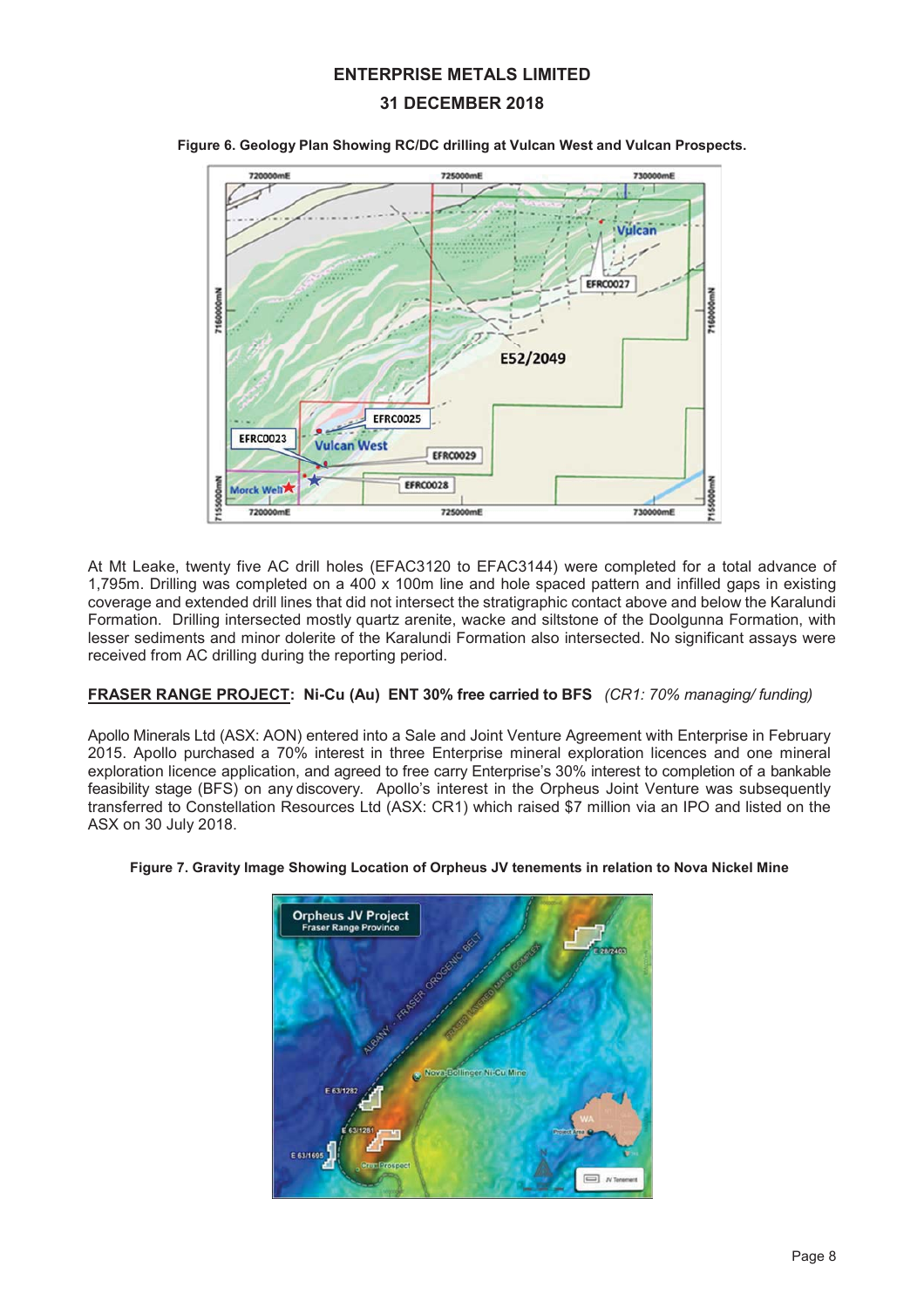Figure 6. Geology Plan Showing RC/DC drilling at Vulcan West and Vulcan Prospects.

At Mt Leake, twenty five AC drill holes (EFAC3120 to EFAC3144) were completed for a total advance of 1,795m. Drilling was completed on a 400 x 100m line and hole spaced pattern and infilled gaps in existing coverage and extended drill lines that did not intersect the stratigraphic contact above and below the Karalundi Formation. Drilling intersected mostly quartz arenite, wacke and siltstone of the Doolgunna Formation, with lesser sediments and minor dolerite of the Karalundi Formation also intersected. No significant assays were received from AC drilling during the reporting period.

**FRASER RANGE PROJECT: Ni-Cu (Au) ENT 30% free carried to BFS** *(CR1: 70% managing/ funding)*

Apollo Minerals Ltd (ASX: AON) entered into a Sale and Joint Venture Agreement with Enterprise in February 2015. Apollo purchased a 70% interest in three Enterprise mineral exploration licences and one mineral exploration licence application, and agreed to free carry Enterprise's 30% interest to completion of a bankable feasibility stage (BFS) on any discovery. Apollo's interest in the Orpheus Joint Venture was subsequently transferred to Constellation Resources Ltd (ASX: CR1) which raised $7 million via an IPO and listed on the ASX on 30 July 2018.

Figure 7. Gravity Image Showing Location of Orpheus JV tenements in relation to Nova Nickel Mine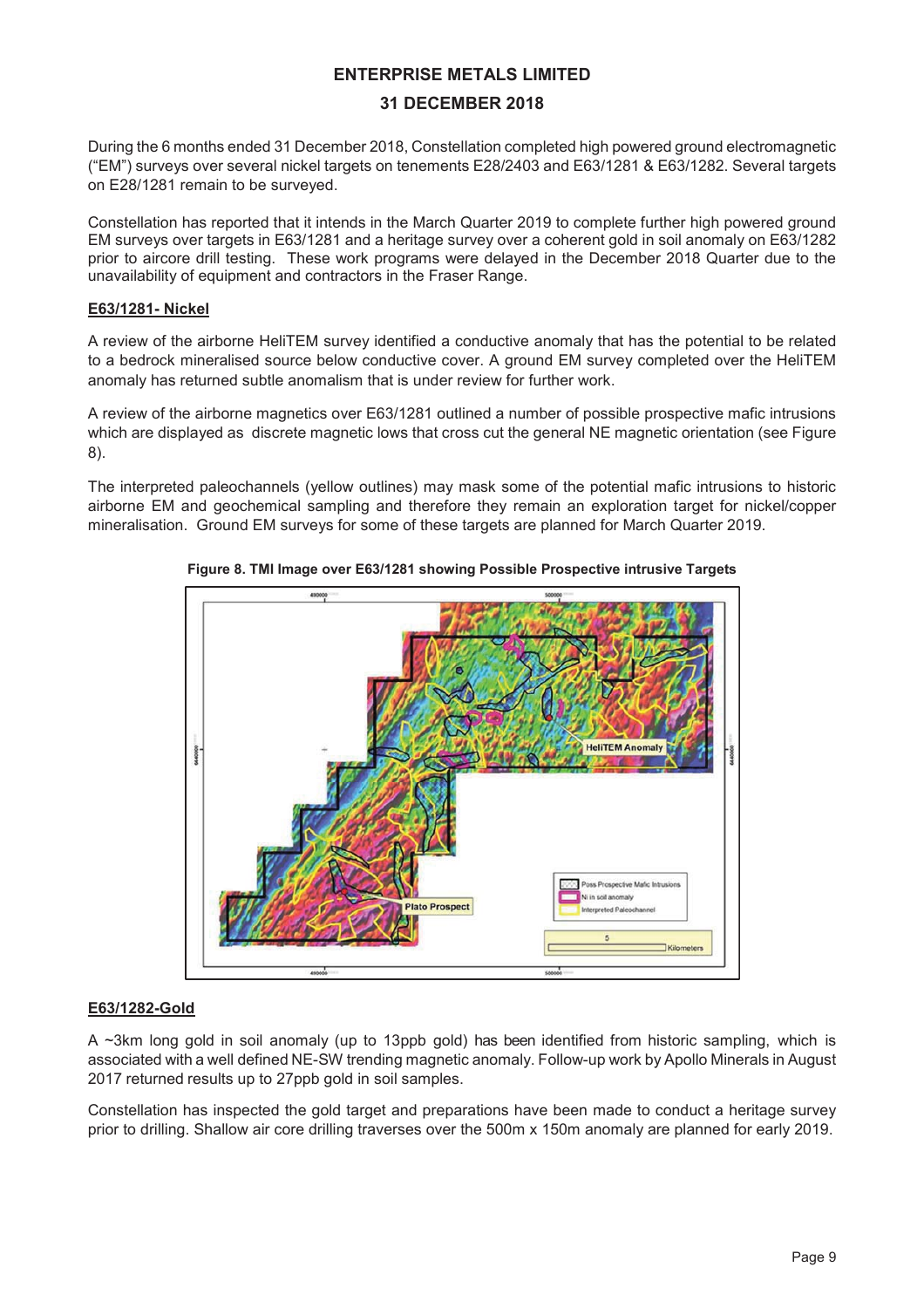# ENTERPRISE METALS LIMITED

## 31 DECEMBER 2018

During the 6 months ended 31 December 2018, Constellation completed high powered ground electromagnetic ("EM") surveys over several nickel targets on tenements E28/2403 and E63/1281 & E63/1282. Several targets on E28/1281 remain to be surveyed.

Constellation has reported that it intends in the March Quarter 2019 to complete further high powered ground EM surveys over targets in E63/1281 and a heritage survey over a coherent gold in soil anomaly on E63/1282 prior to aircore drill testing. These work programs were delayed in the December 2018 Quarter due to the unavailability of equipment and contractors in the Fraser Range.

### E63/1281- Nickel

A review of the airborne HeliTEM survey identified a conductive anomaly that has the potential to be related to a bedrock mineralised source below conductive cover. A ground EM survey completed over the HeliTEM anomaly has returned subtle anomalism that is under review for further work.

A review of the airborne magnetics over E63/1281 outlined a number of possible prospective mafic intrusions which are displayed as discrete magnetic lows that cross cut the general NE magnetic orientation (see Figure 8).

The interpreted paleochannels (yellow outlines) may mask some of the potential mafic intrusions to historic airborne EM and geochemical sampling and therefore they remain an exploration target for nickel/copper mineralisation. Ground EM surveys for some of these targets are planned for March Quarter 2019.

**Figure 8. TMI Image over E63/1281 showing Possible Prospective intrusive Targets**

### E63/1282-Gold

A ~3km long gold in soil anomaly (up to 13ppb gold) has been identified from historic sampling, which is associated with a well defined NE-SW trending magnetic anomaly. Follow-up work by Apollo Minerals in August 2017 returned results up to 27ppb gold in soil samples.

Constellation has inspected the gold target and preparations have been made to conduct a heritage survey prior to drilling. Shallow air core drilling traverses over the 500m x 150m anomaly are planned for early 2019.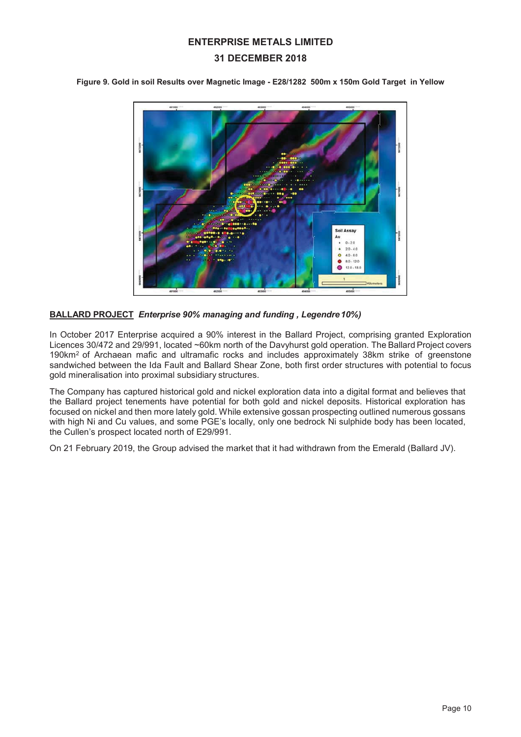**Figure 9. Gold in soil Results over Magnetic Image - E28/1282 500m x 150m Gold Target in Yellow**

**BALLARD PROJECT** ***Enterprise 90% managing and funding , Legendre 10%)***

In October 2017 Enterprise acquired a 90% interest in the Ballard Project, comprising granted Exploration Licences 30/472 and 29/991, located ~60km north of the Davyhurst gold operation. The Ballard Project covers 190km$^2$ of Archaean mafic and ultramafic rocks and includes approximately 38km strike of greenstone sandwiched between the Ida Fault and Ballard Shear Zone, both first order structures with potential to focus gold mineralisation into proximal subsidiary structures.

The Company has captured historical gold and nickel exploration data into a digital format and believes that the Ballard project tenements have potential for both gold and nickel deposits. Historical exploration has focused on nickel and then more lately gold. While extensive gossan prospecting outlined numerous gossans with high Ni and Cu values, and some PGE's locally, only one bedrock Ni sulphide body has been located, the Cullen's prospect located north of E29/991.

On 21 February 2019, the Group advised the market that it had withdrawn from the Emerald (Ballard JV).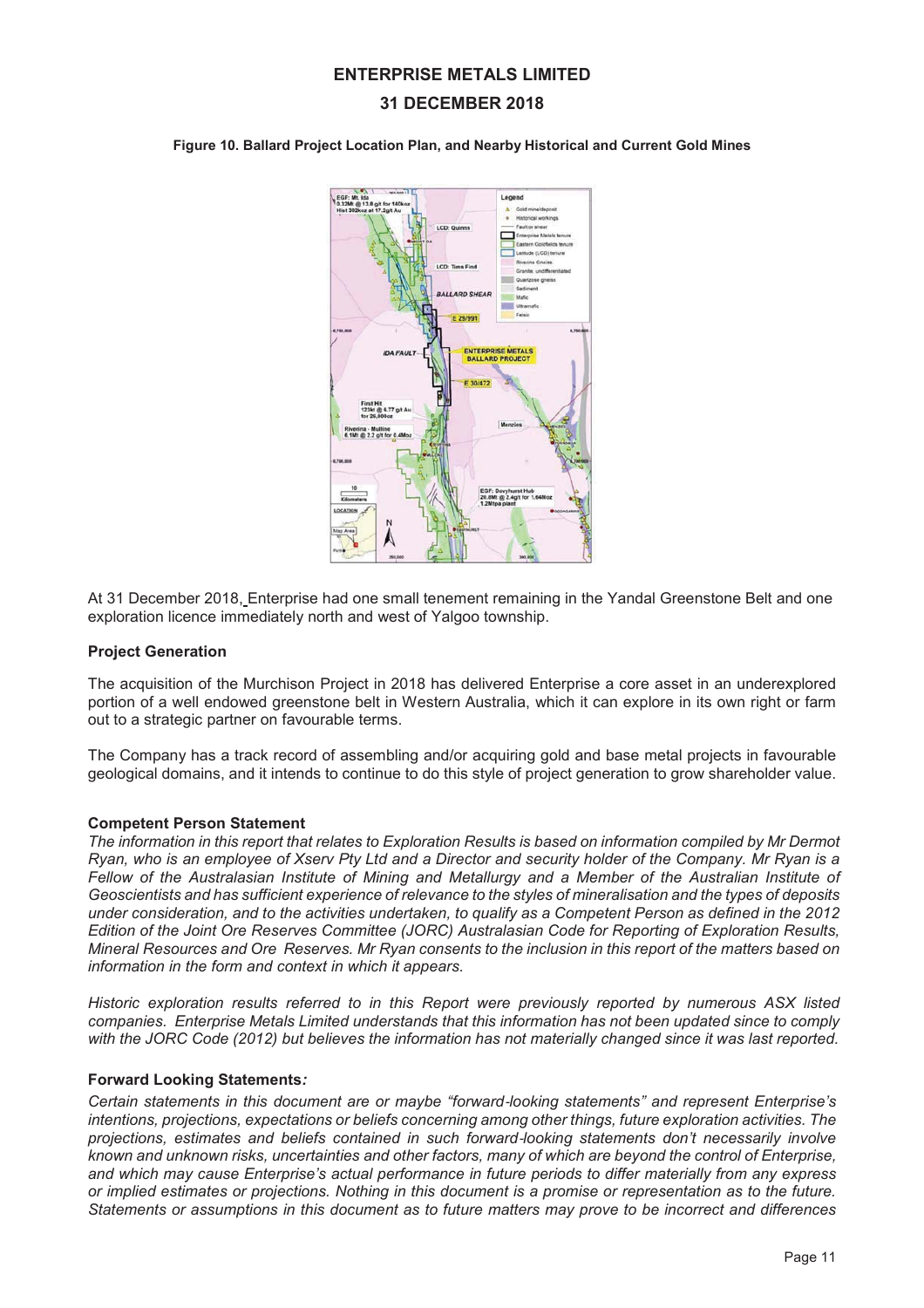**Figure 10. Ballard Project Location Plan, and Nearby Historical and Current Gold Mines**

At 31 December 2018, Enterprise had one small tenement remaining in the Yandal Greenstone Belt and one exploration licence immediately north and west of Yalgoo township.

### Project Generation

The acquisition of the Murchison Project in 2018 has delivered Enterprise a core asset in an underexplored portion of a well endowed greenstone belt in Western Australia, which it can explore in its own right or farm out to a strategic partner on favourable terms.

The Company has a track record of assembling and/or acquiring gold and base metal projects in favourable geological domains, and it intends to continue to do this style of project generation to grow shareholder value.

### Competent Person Statement

*The information in this report that relates to Exploration Results is based on information compiled by Mr Dermot Ryan, who is an employee of Xserv Pty Ltd and a Director and security holder of the Company. Mr Ryan is a Fellow of the Australasian Institute of Mining and Metallurgy and a Member of the Australian Institute of Geoscientists and has sufficient experience of relevance to the styles of mineralisation and the types of deposits under consideration, and to the activities undertaken, to qualify as a Competent Person as defined in the 2012 Edition of the Joint Ore Reserves Committee (JORC) Australasian Code for Reporting of Exploration Results, Mineral Resources and Ore Reserves. Mr Ryan consents to the inclusion in this report of the matters based on information in the form and context in which it appears.*

*Historic exploration results referred to in this Report were previously reported by numerous ASX listed companies. Enterprise Metals Limited understands that this information has not been updated since to comply with the JORC Code (2012) but believes the information has not materially changed since it was last reported.*

### Forward Looking Statements*:*

*Certain statements in this document are or maybe "forward-looking statements" and represent Enterprise's intentions, projections, expectations or beliefs concerning among other things, future exploration activities. The projections, estimates and beliefs contained in such forward-looking statements don't necessarily involve known and unknown risks, uncertainties and other factors, many of which are beyond the control of Enterprise, and which may cause Enterprise's actual performance in future periods to differ materially from any express or implied estimates or projections. Nothing in this document is a promise or representation as to the future. Statements or assumptions in this document as to future matters may prove to be incorrect and differences*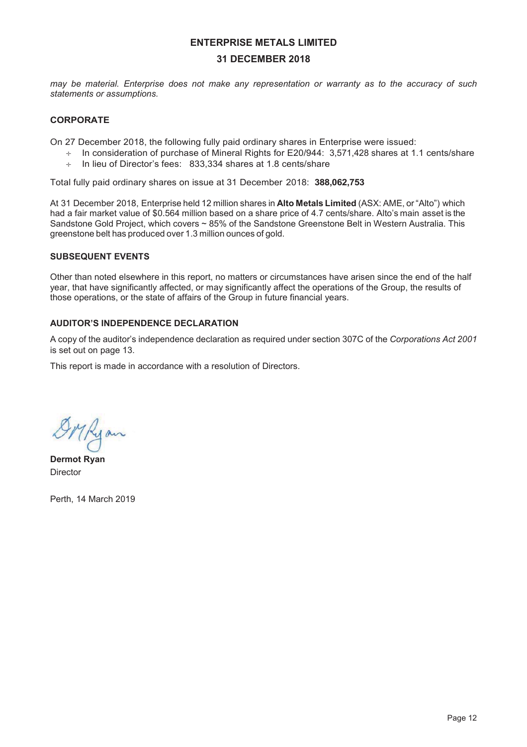*may be material. Enterprise does not make any representation or warranty as to the accuracy of such statements or assumptions.*

## CORPORATE

On 27 December 2018, the following fully paid ordinary shares in Enterprise were issued:

- In consideration of purchase of Mineral Rights for E20/944: 3,571,428 shares at 1.1 cents/share
- In lieu of Director's fees: 833,334 shares at 1.8 cents/share

Total fully paid ordinary shares on issue at 31 December 2018: **388,062,753**

At 31 December 2018, Enterprise held 12 million shares in **Alto Metals Limited** (ASX: AME, or "Alto") which had a fair market value of $0.564 million based on a share price of 4.7 cents/share. Alto's main asset is the Sandstone Gold Project, which covers ~ 85% of the Sandstone Greenstone Belt in Western Australia. This greenstone belt has produced over 1.3 million ounces of gold.

## SUBSEQUENT EVENTS

Other than noted elsewhere in this report, no matters or circumstances have arisen since the end of the half year, that have significantly affected, or may significantly affect the operations of the Group, the results of those operations, or the state of affairs of the Group in future financial years.

## AUDITOR'S INDEPENDENCE DECLARATION

A copy of the auditor's independence declaration as required under section 307C of the *Corporations Act 2001* is set out on page 13.

This report is made in accordance with a resolution of Directors.

**Dermot Ryan**
Director

Perth, 14 March 2019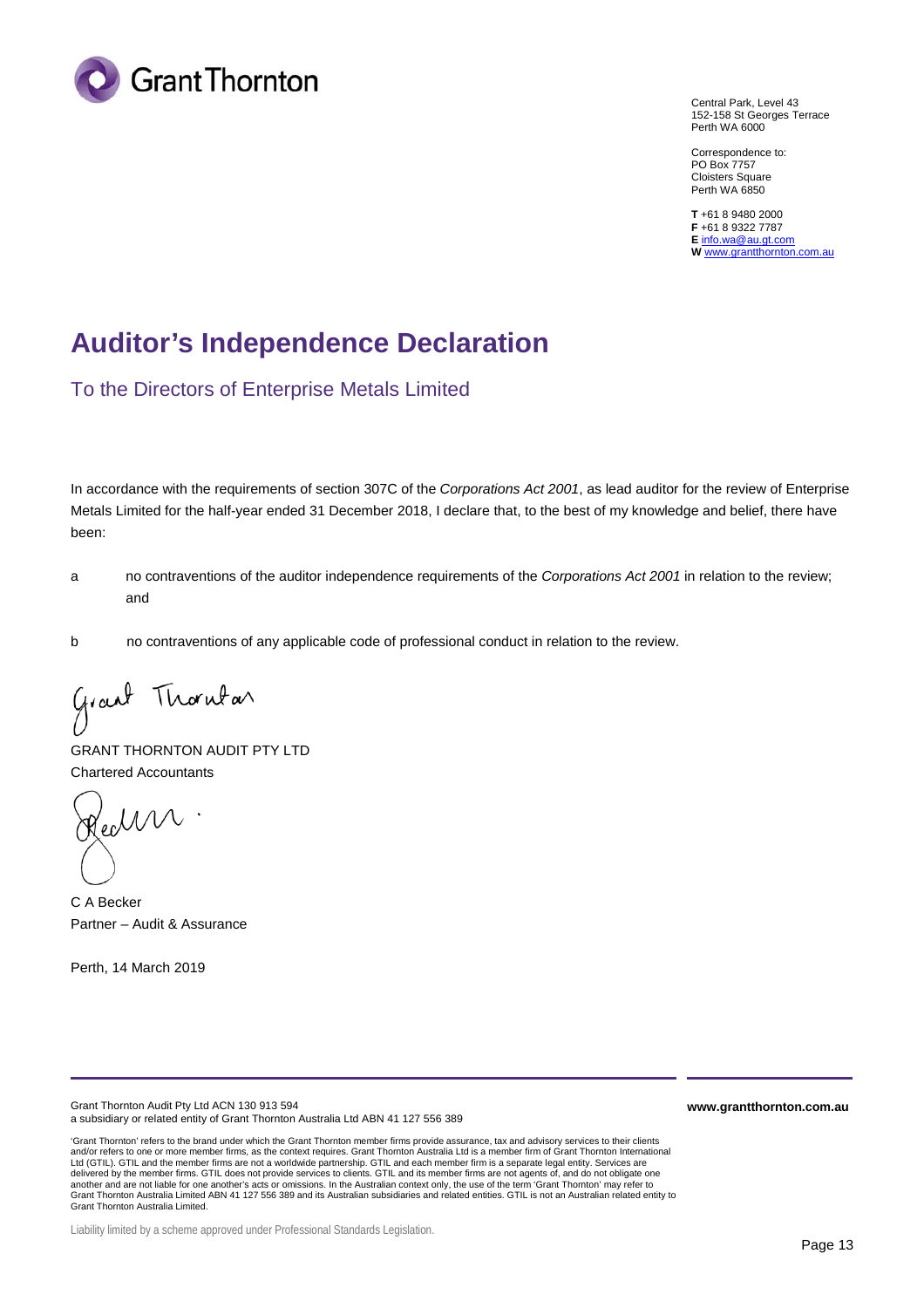Central Park, Level 43
152-158 St Georges Terrace
Perth WA 6000

Correspondence to:
PO Box 7757
Cloisters Square
Perth WA 6850

**T** +61 8 9480 2000
**F** +61 8 9322 7787
**E** info.wa@au.gt.com
**W** www.grantthornton.com.au

# Auditor's Independence Declaration

## To the Directors of Enterprise Metals Limited

In accordance with the requirements of section 307C of the *Corporations Act 2001*, as lead auditor for the review of Enterprise Metals Limited for the half-year ended 31 December 2018, I declare that, to the best of my knowledge and belief, there have been:

a no contraventions of the auditor independence requirements of the *Corporations Act 2001* in relation to the review; and

b no contraventions of any applicable code of professional conduct in relation to the review.

GRANT THORNTON AUDIT PTY LTD
Chartered Accountants

C A Becker
Partner – Audit & Assurance

Perth, 14 March 2019

Grant Thornton Audit Pty Ltd ACN 130 913 594
a subsidiary or related entity of Grant Thornton Australia Ltd ABN 41 127 556 389

**www.grantthornton.com.au**

'Grant Thornton' refers to the brand under which the Grant Thornton member firms provide assurance, tax and advisory services to their clients and/or refers to one or more member firms, as the context requires. Grant Thornton Australia Ltd is a member firm of Grant Thornton International Ltd (GTIL). GTIL and the member firms are not a worldwide partnership. GTIL and each member firm is a separate legal entity. Services are delivered by the member firms. GTIL does not provide services to clients. GTIL and its member firms are not agents of, and do not obligate one another and are not liable for one another's acts or omissions. In the Australian context only, the use of the term 'Grant Thornton' may refer to Grant Thornton Australia Limited ABN 41 127 556 389 and its Australian subsidiaries and related entities. GTIL is not an Australian related entity to Grant Thornton Australia Limited.

Liability limited by a scheme approved under Professional Standards Legislation.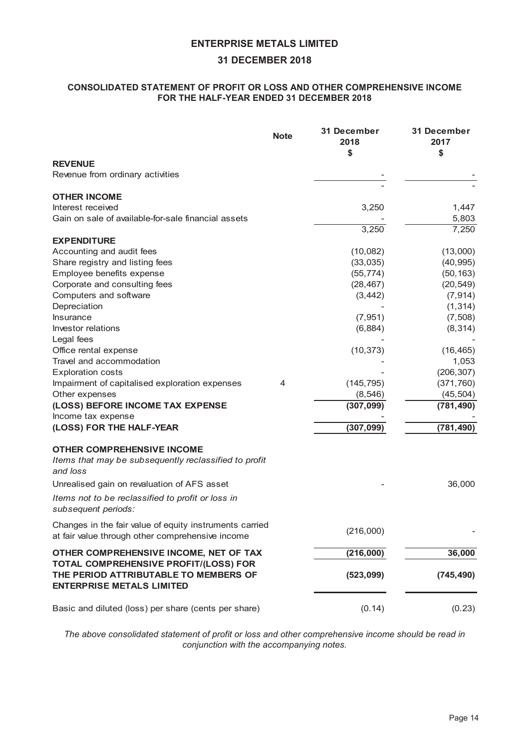# ENTERPRISE METALS LIMITED

## 31 DECEMBER 2018

### CONSOLIDATED STATEMENT OF PROFIT OR LOSS AND OTHER COMPREHENSIVE INCOME FOR THE HALF-YEAR ENDED 31 DECEMBER 2018

| | Note | 31 December 2018 $ | 31 December 2017 $ |
|---|---|---|---|
| **REVENUE** | | | |
| Revenue from ordinary activities | | - | - |
| | | - | - |
| **OTHER INCOME** | | | |
| Interest received | | 3,250 | 1,447 |
| Gain on sale of available-for-sale financial assets | | - | 5,803 |
| | | 3,250 | 7,250 |
| **EXPENDITURE** | | | |
| Accounting and audit fees | | (10,082) | (13,000) |
| Share registry and listing fees | | (33,035) | (40,995) |
| Employee benefits expense | | (55,774) | (50,163) |
| Corporate and consulting fees | | (28,467) | (20,549) |
| Computers and software | | (3,442) | (7,914) |
| Depreciation | | - | (1,314) |
| Insurance | | (7,951) | (7,508) |
| Investor relations | | (6,884) | (8,314) |
| Legal fees | | - | - |
| Office rental expense | | (10,373) | (16,465) |
| Travel and accommodation | | - | 1,053 |
| Exploration costs | | - | (206,307) |
| Impairment of capitalised exploration expenses | 4 | (145,795) | (371,760) |
| Other expenses | | (8,546) | (45,504) |
| **(LOSS) BEFORE INCOME TAX EXPENSE** | | **(307,099)** | **(781,490)** |
| Income tax expense | | - | - |
| **(LOSS) FOR THE HALF-YEAR** | | **(307,099)** | **(781,490)** |
| | | | |
| **OTHER COMPREHENSIVE INCOME** | | | |
| *Items that may be subsequently reclassified to profit and loss* | | | |
| Unrealised gain on revaluation of AFS asset | | - | 36,000 |
| *Items not to be reclassified to profit or loss in subsequent periods:* | | | |
| Changes in the fair value of equity instruments carried at fair value through other comprehensive income | | (216,000) | - |
| **OTHER COMPREHENSIVE INCOME, NET OF TAX** | | **(216,000)** | **36,000** |
| **TOTAL COMPREHENSIVE PROFIT/(LOSS) FOR THE PERIOD ATTRIBUTABLE TO MEMBERS OF ENTERPRISE METALS LIMITED** | | **(523,099)** | **(745,490)** |
| | | | |
| Basic and diluted (loss) per share (cents per share) | | (0.14) | (0.23) |

*The above consolidated statement of profit or loss and other comprehensive income should be read in conjunction with the accompanying notes.*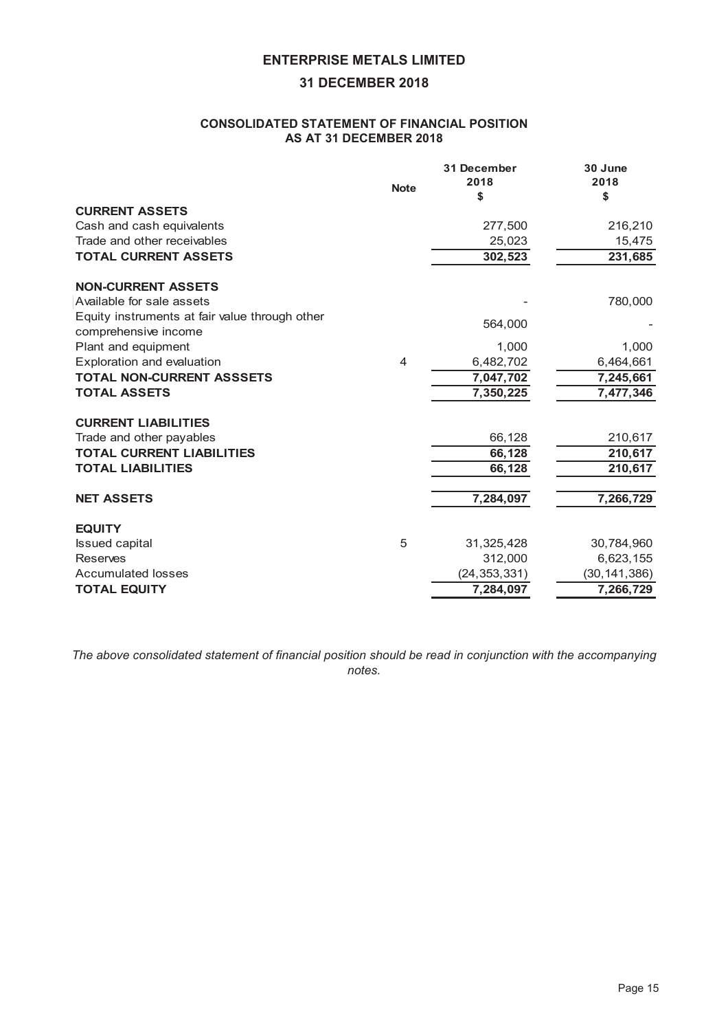# ENTERPRISE METALS LIMITED

## 31 DECEMBER 2018

### CONSOLIDATED STATEMENT OF FINANCIAL POSITION AS AT 31 DECEMBER 2018

| | Note | 31 December 2018 $ | 30 June 2018 $ |
|---|---|---|---|
| **CURRENT ASSETS** | | | |
| Cash and cash equivalents | | 277,500 | 216,210 |
| Trade and other receivables | | 25,023 | 15,475 |
| **TOTAL CURRENT ASSETS** | | **302,523** | **231,685** |
| | | | |
| **NON-CURRENT ASSETS** | | | |
| Available for sale assets | | - | 780,000 |
| Equity instruments at fair value through other comprehensive income | | 564,000 | - |
| Plant and equipment | | 1,000 | 1,000 |
| Exploration and evaluation | 4 | 6,482,702 | 6,464,661 |
| **TOTAL NON-CURRENT ASSSETS** | | **7,047,702** | **7,245,661** |
| **TOTAL ASSETS** | | **7,350,225** | **7,477,346** |
| | | | |
| **CURRENT LIABILITIES** | | | |
| Trade and other payables | | 66,128 | 210,617 |
| **TOTAL CURRENT LIABILITIES** | | **66,128** | **210,617** |
| **TOTAL LIABILITIES** | | **66,128** | **210,617** |
| | | | |
| **NET ASSETS** | | **7,284,097** | **7,266,729** |
| | | | |
| **EQUITY** | | | |
| Issued capital | 5 | 31,325,428 | 30,784,960 |
| Reserves | | 312,000 | 6,623,155 |
| Accumulated losses | | (24,353,331) | (30,141,386) |
| **TOTAL EQUITY** | | **7,284,097** | **7,266,729** |

*The above consolidated statement of financial position should be read in conjunction with the accompanying notes.*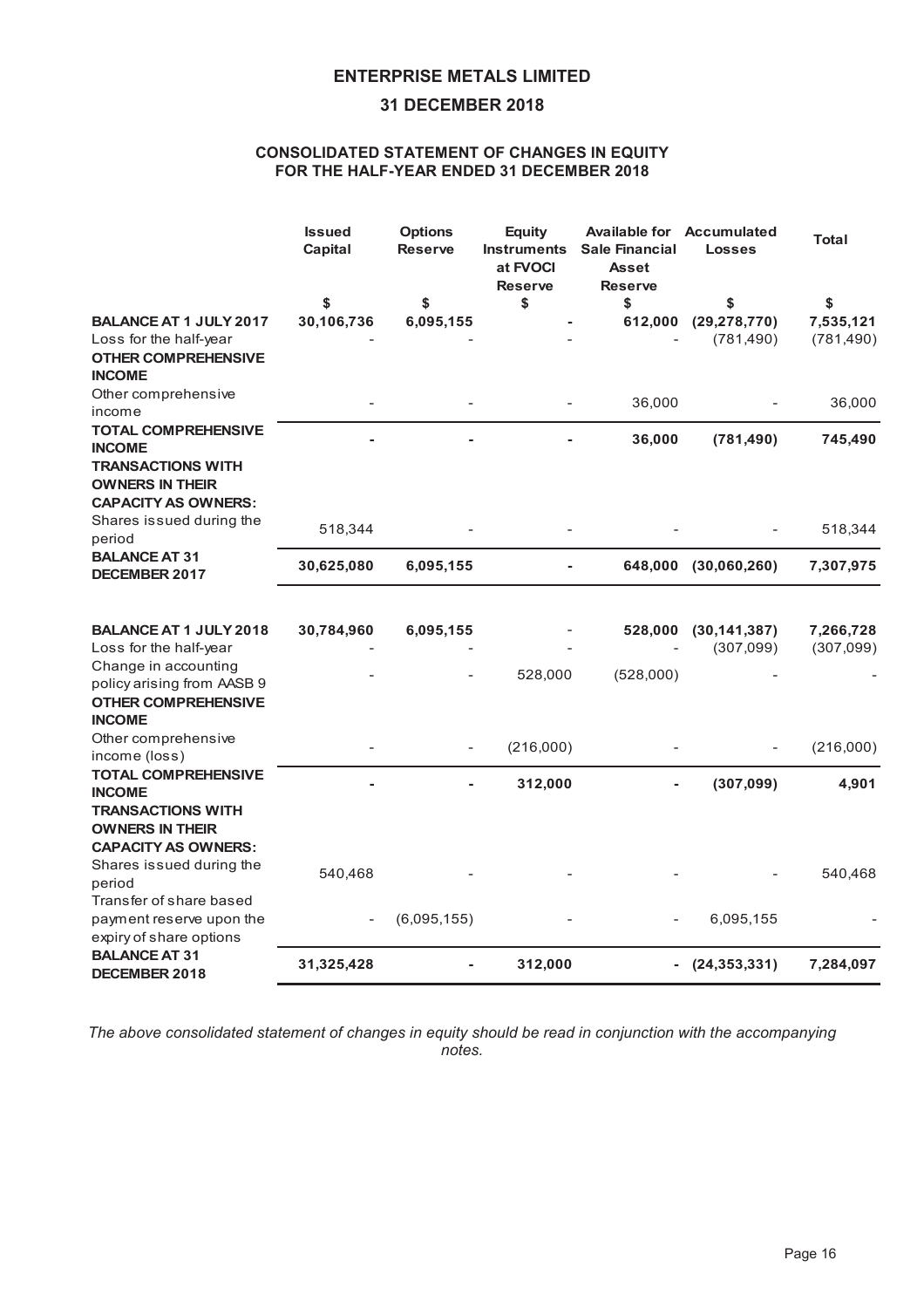# ENTERPRISE METALS LIMITED

## 31 DECEMBER 2018

### CONSOLIDATED STATEMENT OF CHANGES IN EQUITY FOR THE HALF-YEAR ENDED 31 DECEMBER 2018

| | Issued Capital | Options Reserve | Equity Instruments at FVOCI Reserve | Available for Sale Financial Asset Reserve | Accumulated Losses | Total |
|---|---|---|---|---|---|---|
| | $ | $ | $ | $ | $ | $ |
| **BALANCE AT 1 JULY 2017** | **30,106,736** | **6,095,155** | **-** | **612,000** | **(29,278,770)** | **7,535,121** |
| Loss for the half-year | - | - | - | - | (781,490) | (781,490) |
| **OTHER COMPREHENSIVE INCOME** | | | | | | |
| Other comprehensive income | - | - | - | 36,000 | - | 36,000 |
| **TOTAL COMPREHENSIVE INCOME** | **-** | **-** | **-** | **36,000** | **(781,490)** | **745,490** |
| **TRANSACTIONS WITH OWNERS IN THEIR CAPACITY AS OWNERS:** | | | | | | |
| Shares issued during the period | 518,344 | - | - | - | - | 518,344 |
| **BALANCE AT 31 DECEMBER 2017** | **30,625,080** | **6,095,155** | **-** | **648,000** | **(30,060,260)** | **7,307,975** |
| | | | | | | |
| **BALANCE AT 1 JULY 2018** | **30,784,960** | **6,095,155** | - | **528,000** | **(30,141,387)** | **7,266,728** |
| Loss for the half-year | - | - | - | - | (307,099) | (307,099) |
| Change in accounting policy arising from AASB 9 | - | - | 528,000 | (528,000) | - | - |
| **OTHER COMPREHENSIVE INCOME** | | | | | | |
| Other comprehensive income (loss) | - | - | (216,000) | - | - | (216,000) |
| **TOTAL COMPREHENSIVE INCOME** | **-** | **-** | **312,000** | **-** | **(307,099)** | **4,901** |
| **TRANSACTIONS WITH OWNERS IN THEIR CAPACITY AS OWNERS:** | | | | | | |
| Shares issued during the period | 540,468 | - | - | - | - | 540,468 |
| Transfer of share based payment reserve upon the expiry of share options | - | (6,095,155) | - | - | 6,095,155 | - |
| **BALANCE AT 31 DECEMBER 2018** | **31,325,428** | **-** | **312,000** | **-** | **(24,353,331)** | **7,284,097** |

*The above consolidated statement of changes in equity should be read in conjunction with the accompanying notes.*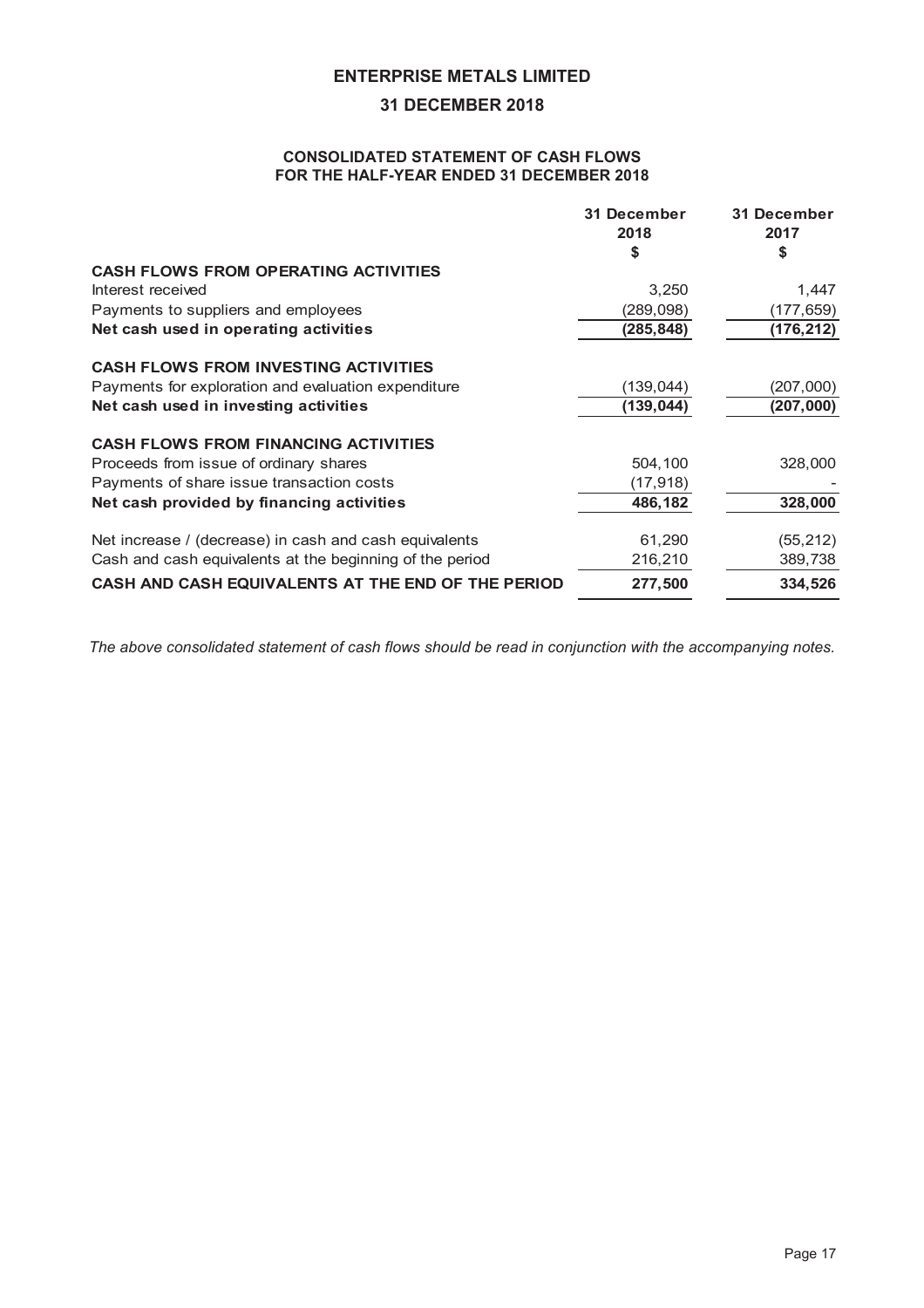# ENTERPRISE METALS LIMITED

## 31 DECEMBER 2018

### CONSOLIDATED STATEMENT OF CASH FLOWS
### FOR THE HALF-YEAR ENDED 31 DECEMBER 2018

| | 31 December 2018 $ | 31 December 2017 $ |
|---|---|---|
| **CASH FLOWS FROM OPERATING ACTIVITIES** | | |
| Interest received | 3,250 | 1,447 |
| Payments to suppliers and employees | (289,098) | (177,659) |
| **Net cash used in operating activities** | **(285,848)** | **(176,212)** |
| **CASH FLOWS FROM INVESTING ACTIVITIES** | | |
| Payments for exploration and evaluation expenditure | (139,044) | (207,000) |
| **Net cash used in investing activities** | **(139,044)** | **(207,000)** |
| **CASH FLOWS FROM FINANCING ACTIVITIES** | | |
| Proceeds from issue of ordinary shares | 504,100 | 328,000 |
| Payments of share issue transaction costs | (17,918) | - |
| **Net cash provided by financing activities** | **486,182** | **328,000** |
| Net increase / (decrease) in cash and cash equivalents | 61,290 | (55,212) |
| Cash and cash equivalents at the beginning of the period | 216,210 | 389,738 |
| **CASH AND CASH EQUIVALENTS AT THE END OF THE PERIOD** | **277,500** | **334,526** |

*The above consolidated statement of cash flows should be read in conjunction with the accompanying notes.*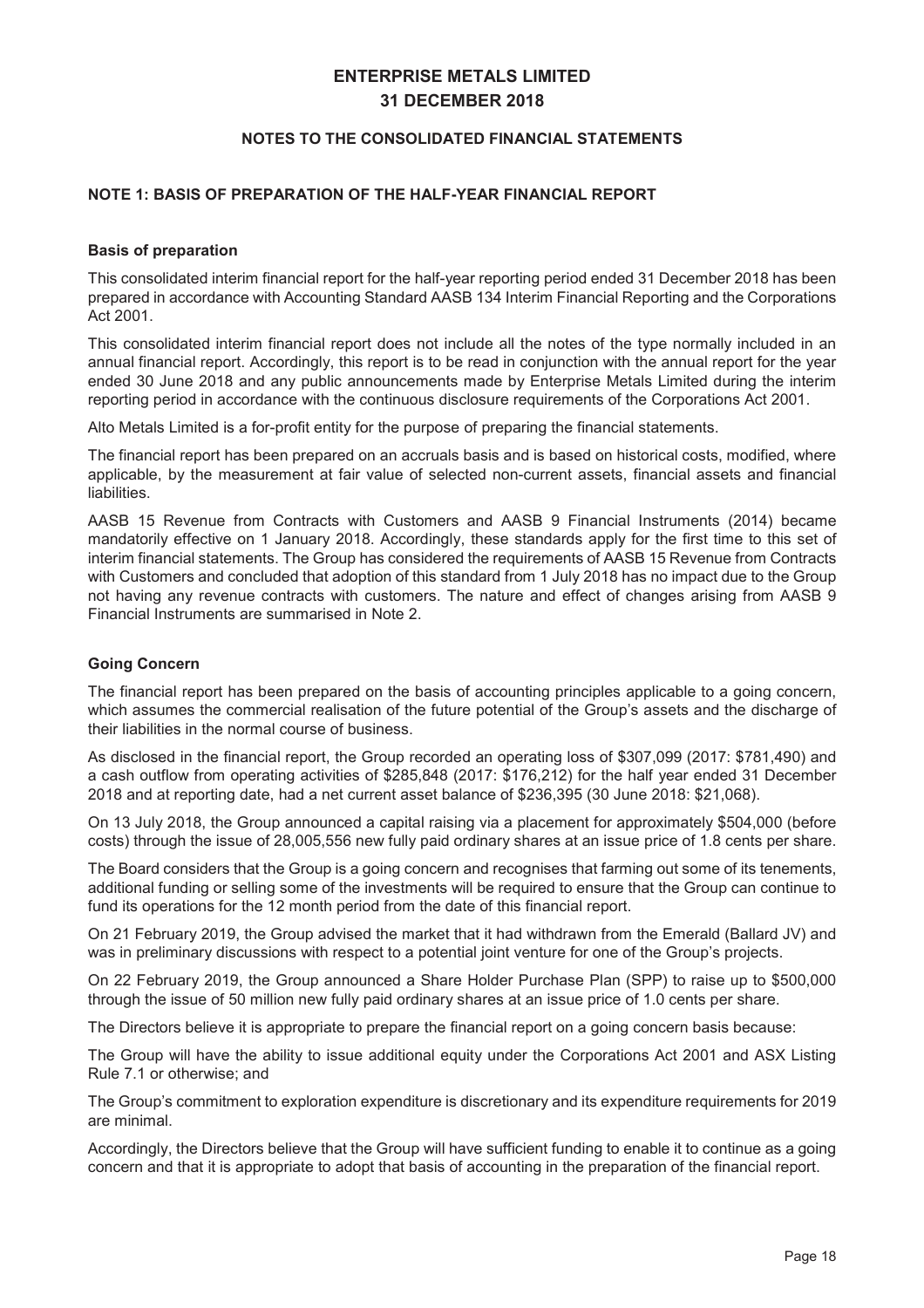# ENTERPRISE METALS LIMITED
# 31 DECEMBER 2018

## NOTES TO THE CONSOLIDATED FINANCIAL STATEMENTS

### NOTE 1: BASIS OF PREPARATION OF THE HALF-YEAR FINANCIAL REPORT

**Basis of preparation**

This consolidated interim financial report for the half-year reporting period ended 31 December 2018 has been prepared in accordance with Accounting Standard AASB 134 Interim Financial Reporting and the Corporations Act 2001.

This consolidated interim financial report does not include all the notes of the type normally included in an annual financial report. Accordingly, this report is to be read in conjunction with the annual report for the year ended 30 June 2018 and any public announcements made by Enterprise Metals Limited during the interim reporting period in accordance with the continuous disclosure requirements of the Corporations Act 2001.

Alto Metals Limited is a for-profit entity for the purpose of preparing the financial statements.

The financial report has been prepared on an accruals basis and is based on historical costs, modified, where applicable, by the measurement at fair value of selected non-current assets, financial assets and financial liabilities.

AASB 15 Revenue from Contracts with Customers and AASB 9 Financial Instruments (2014) became mandatorily effective on 1 January 2018. Accordingly, these standards apply for the first time to this set of interim financial statements. The Group has considered the requirements of AASB 15 Revenue from Contracts with Customers and concluded that adoption of this standard from 1 July 2018 has no impact due to the Group not having any revenue contracts with customers. The nature and effect of changes arising from AASB 9 Financial Instruments are summarised in Note 2.

**Going Concern**

The financial report has been prepared on the basis of accounting principles applicable to a going concern, which assumes the commercial realisation of the future potential of the Group's assets and the discharge of their liabilities in the normal course of business.

As disclosed in the financial report, the Group recorded an operating loss of $307,099 (2017: $781,490) and a cash outflow from operating activities of $285,848 (2017: $176,212) for the half year ended 31 December 2018 and at reporting date, had a net current asset balance of $236,395 (30 June 2018: $21,068).

On 13 July 2018, the Group announced a capital raising via a placement for approximately $504,000 (before costs) through the issue of 28,005,556 new fully paid ordinary shares at an issue price of 1.8 cents per share.

The Board considers that the Group is a going concern and recognises that farming out some of its tenements, additional funding or selling some of the investments will be required to ensure that the Group can continue to fund its operations for the 12 month period from the date of this financial report.

On 21 February 2019, the Group advised the market that it had withdrawn from the Emerald (Ballard JV) and was in preliminary discussions with respect to a potential joint venture for one of the Group's projects.

On 22 February 2019, the Group announced a Share Holder Purchase Plan (SPP) to raise up to $500,000 through the issue of 50 million new fully paid ordinary shares at an issue price of 1.0 cents per share.

The Directors believe it is appropriate to prepare the financial report on a going concern basis because:

The Group will have the ability to issue additional equity under the Corporations Act 2001 and ASX Listing Rule 7.1 or otherwise; and

The Group's commitment to exploration expenditure is discretionary and its expenditure requirements for 2019 are minimal.

Accordingly, the Directors believe that the Group will have sufficient funding to enable it to continue as a going concern and that it is appropriate to adopt that basis of accounting in the preparation of the financial report.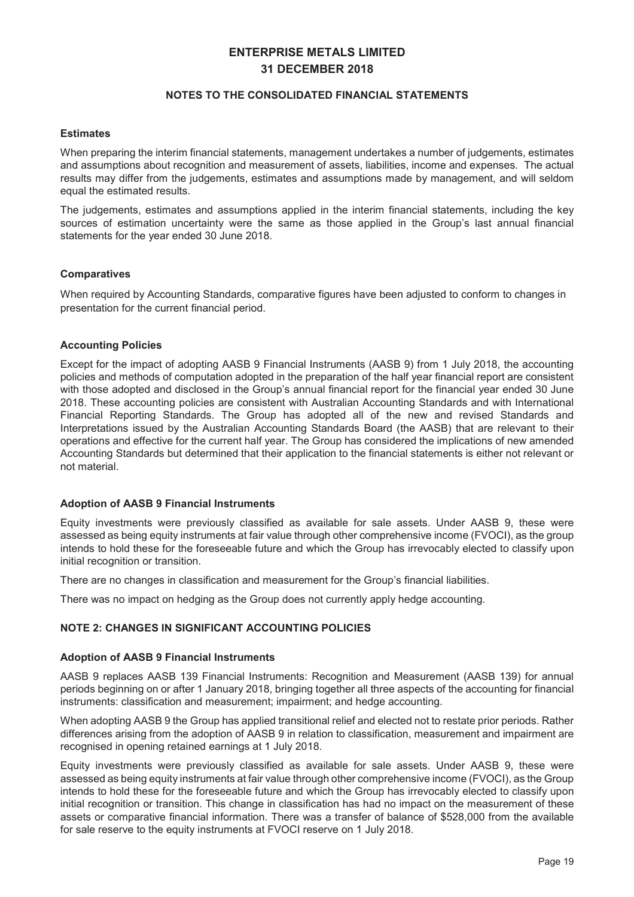**Estimates**

When preparing the interim financial statements, management undertakes a number of judgements, estimates and assumptions about recognition and measurement of assets, liabilities, income and expenses. The actual results may differ from the judgements, estimates and assumptions made by management, and will seldom equal the estimated results.

The judgements, estimates and assumptions applied in the interim financial statements, including the key sources of estimation uncertainty were the same as those applied in the Group's last annual financial statements for the year ended 30 June 2018.

**Comparatives**

When required by Accounting Standards, comparative figures have been adjusted to conform to changes in presentation for the current financial period.

**Accounting Policies**

Except for the impact of adopting AASB 9 Financial Instruments (AASB 9) from 1 July 2018, the accounting policies and methods of computation adopted in the preparation of the half year financial report are consistent with those adopted and disclosed in the Group's annual financial report for the financial year ended 30 June 2018. These accounting policies are consistent with Australian Accounting Standards and with International Financial Reporting Standards. The Group has adopted all of the new and revised Standards and Interpretations issued by the Australian Accounting Standards Board (the AASB) that are relevant to their operations and effective for the current half year. The Group has considered the implications of new amended Accounting Standards but determined that their application to the financial statements is either not relevant or not material.

**Adoption of AASB 9 Financial Instruments**

Equity investments were previously classified as available for sale assets. Under AASB 9, these were assessed as being equity instruments at fair value through other comprehensive income (FVOCI), as the group intends to hold these for the foreseeable future and which the Group has irrevocably elected to classify upon initial recognition or transition.

There are no changes in classification and measurement for the Group's financial liabilities.

There was no impact on hedging as the Group does not currently apply hedge accounting.

## NOTE 2: CHANGES IN SIGNIFICANT ACCOUNTING POLICIES

**Adoption of AASB 9 Financial Instruments**

AASB 9 replaces AASB 139 Financial Instruments: Recognition and Measurement (AASB 139) for annual periods beginning on or after 1 January 2018, bringing together all three aspects of the accounting for financial instruments: classification and measurement; impairment; and hedge accounting.

When adopting AASB 9 the Group has applied transitional relief and elected not to restate prior periods. Rather differences arising from the adoption of AASB 9 in relation to classification, measurement and impairment are recognised in opening retained earnings at 1 July 2018.

Equity investments were previously classified as available for sale assets. Under AASB 9, these were assessed as being equity instruments at fair value through other comprehensive income (FVOCI), as the Group intends to hold these for the foreseeable future and which the Group has irrevocably elected to classify upon initial recognition or transition. This change in classification has had no impact on the measurement of these assets or comparative financial information. There was a transfer of balance of $528,000 from the available for sale reserve to the equity instruments at FVOCI reserve on 1 July 2018.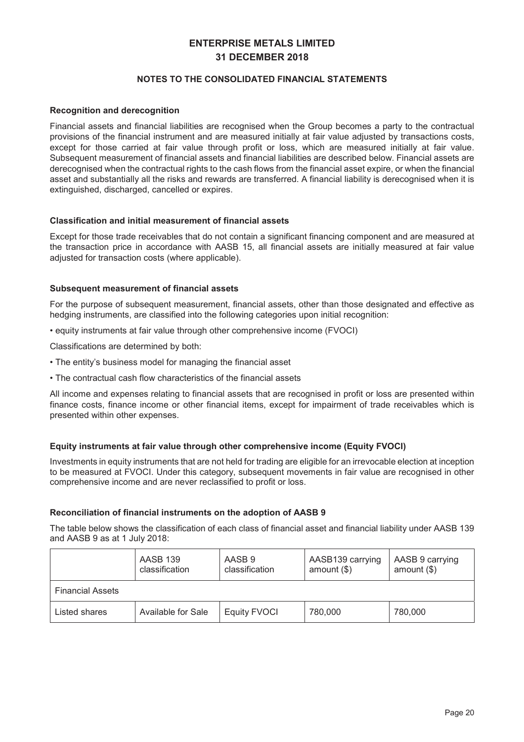### Recognition and derecognition

Financial assets and financial liabilities are recognised when the Group becomes a party to the contractual provisions of the financial instrument and are measured initially at fair value adjusted by transactions costs, except for those carried at fair value through profit or loss, which are measured initially at fair value. Subsequent measurement of financial assets and financial liabilities are described below. Financial assets are derecognised when the contractual rights to the cash flows from the financial asset expire, or when the financial asset and substantially all the risks and rewards are transferred. A financial liability is derecognised when it is extinguished, discharged, cancelled or expires.

### Classification and initial measurement of financial assets

Except for those trade receivables that do not contain a significant financing component and are measured at the transaction price in accordance with AASB 15, all financial assets are initially measured at fair value adjusted for transaction costs (where applicable).

### Subsequent measurement of financial assets

For the purpose of subsequent measurement, financial assets, other than those designated and effective as hedging instruments, are classified into the following categories upon initial recognition:

- equity instruments at fair value through other comprehensive income (FVOCI)

Classifications are determined by both:

- The entity's business model for managing the financial asset
- The contractual cash flow characteristics of the financial assets

All income and expenses relating to financial assets that are recognised in profit or loss are presented within finance costs, finance income or other financial items, except for impairment of trade receivables which is presented within other expenses.

### Equity instruments at fair value through other comprehensive income (Equity FVOCI)

Investments in equity instruments that are not held for trading are eligible for an irrevocable election at inception to be measured at FVOCI. Under this category, subsequent movements in fair value are recognised in other comprehensive income and are never reclassified to profit or loss.

### Reconciliation of financial instruments on the adoption of AASB 9

The table below shows the classification of each class of financial asset and financial liability under AASB 139 and AASB 9 as at 1 July 2018:

| | AASB 139 classification | AASB 9 classification | AASB139 carrying amount ($) | AASB 9 carrying amount ($) |
|---|---|---|---|---|
| Financial Assets | | | | |
| Listed shares | Available for Sale | Equity FVOCI | 780,000 | 780,000 |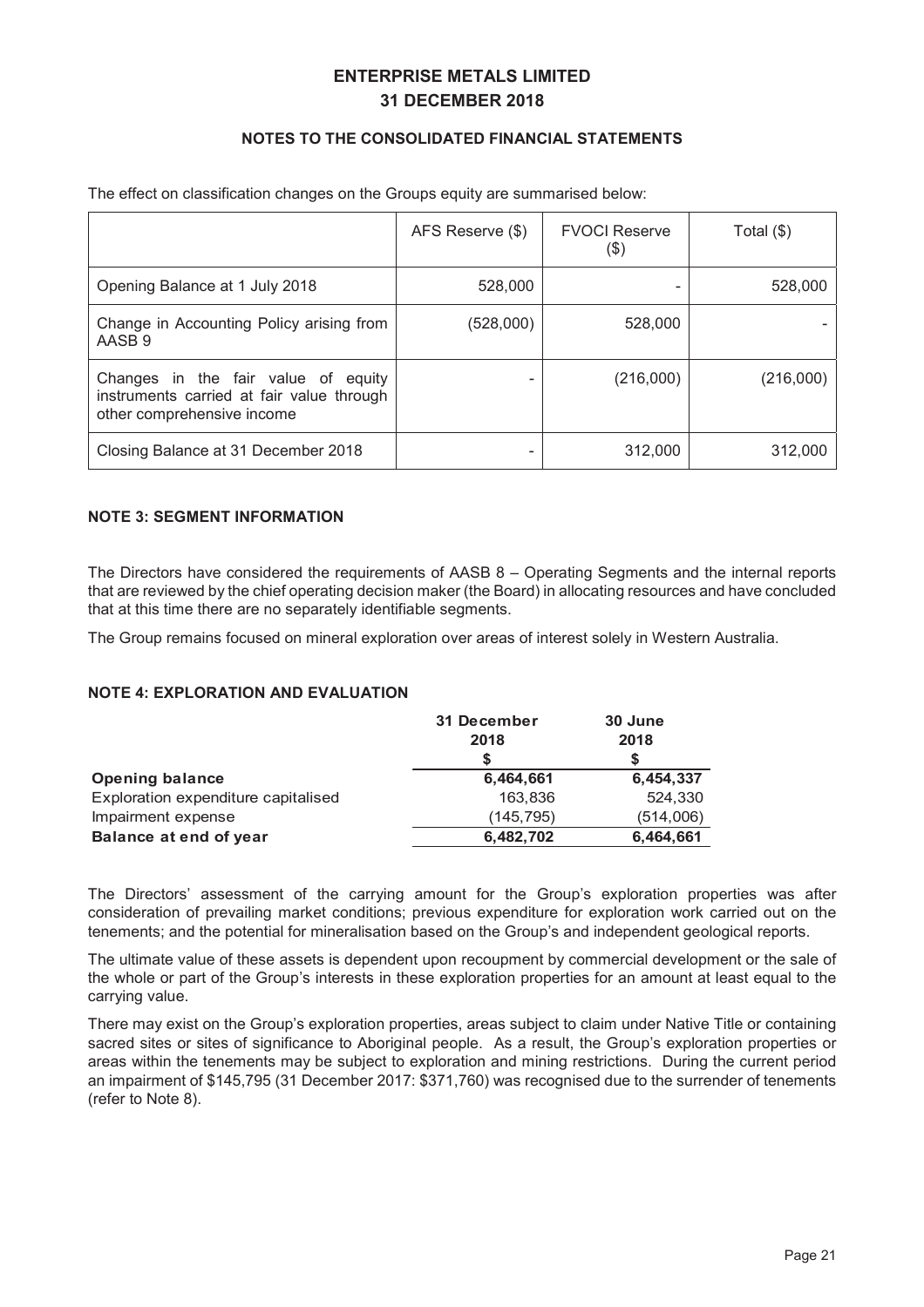# ENTERPRISE METALS LIMITED
# 31 DECEMBER 2018

## NOTES TO THE CONSOLIDATED FINANCIAL STATEMENTS

The effect on classification changes on the Groups equity are summarised below:

| | AFS Reserve ($) | FVOCI Reserve ($) | Total ($) |
|---|---|---|---|
| Opening Balance at 1 July 2018 | 528,000 | - | 528,000 |
| Change in Accounting Policy arising from AASB 9 | (528,000) | 528,000 | - |
| Changes in the fair value of equity instruments carried at fair value through other comprehensive income | - | (216,000) | (216,000) |
| Closing Balance at 31 December 2018 | - | 312,000 | 312,000 |

### NOTE 3: SEGMENT INFORMATION

The Directors have considered the requirements of AASB 8 – Operating Segments and the internal reports that are reviewed by the chief operating decision maker (the Board) in allocating resources and have concluded that at this time there are no separately identifiable segments.

The Group remains focused on mineral exploration over areas of interest solely in Western Australia.

### NOTE 4: EXPLORATION AND EVALUATION

| | 31 December 2018 $ | 30 June 2018 $ |
|---|---|---|
| **Opening balance** | **6,464,661** | **6,454,337** |
| Exploration expenditure capitalised | 163,836 | 524,330 |
| Impairment expense | (145,795) | (514,006) |
| **Balance at end of year** | **6,482,702** | **6,464,661** |

The Directors' assessment of the carrying amount for the Group's exploration properties was after consideration of prevailing market conditions; previous expenditure for exploration work carried out on the tenements; and the potential for mineralisation based on the Group's and independent geological reports.

The ultimate value of these assets is dependent upon recoupment by commercial development or the sale of the whole or part of the Group's interests in these exploration properties for an amount at least equal to the carrying value.

There may exist on the Group's exploration properties, areas subject to claim under Native Title or containing sacred sites or sites of significance to Aboriginal people. As a result, the Group's exploration properties or areas within the tenements may be subject to exploration and mining restrictions. During the current period an impairment of $145,795 (31 December 2017: $371,760) was recognised due to the surrender of tenements (refer to Note 8).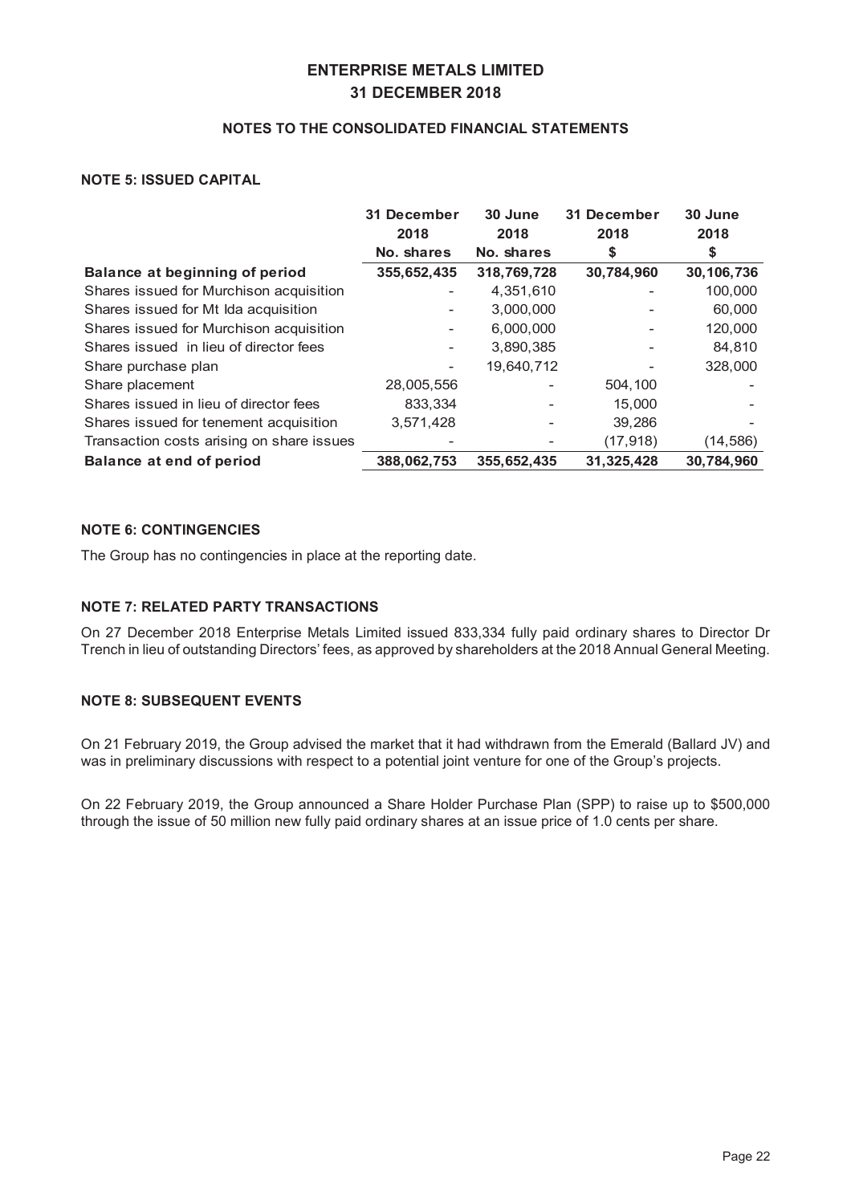# ENTERPRISE METALS LIMITED
# 31 DECEMBER 2018

## NOTES TO THE CONSOLIDATED FINANCIAL STATEMENTS

### NOTE 5: ISSUED CAPITAL

| | 31 December 2018 | 30 June 2018 | 31 December 2018 | 30 June 2018 |
|---|---|---|---|---|
| | No. shares | No. shares | $ | $ |
| **Balance at beginning of period** | **355,652,435** | **318,769,728** | **30,784,960** | **30,106,736** |
| Shares issued for Murchison acquisition | - | 4,351,610 | - | 100,000 |
| Shares issued for Mt Ida acquisition | - | 3,000,000 | - | 60,000 |
| Shares issued for Murchison acquisition | - | 6,000,000 | - | 120,000 |
| Shares issued in lieu of director fees | - | 3,890,385 | - | 84,810 |
| Share purchase plan | - | 19,640,712 | - | 328,000 |
| Share placement | 28,005,556 | - | 504,100 | - |
| Shares issued in lieu of director fees | 833,334 | - | 15,000 | - |
| Shares issued for tenement acquisition | 3,571,428 | - | 39,286 | - |
| Transaction costs arising on share issues | - | - | (17,918) | (14,586) |
| **Balance at end of period** | **388,062,753** | **355,652,435** | **31,325,428** | **30,784,960** |

### NOTE 6: CONTINGENCIES

The Group has no contingencies in place at the reporting date.

### NOTE 7: RELATED PARTY TRANSACTIONS

On 27 December 2018 Enterprise Metals Limited issued 833,334 fully paid ordinary shares to Director Dr Trench in lieu of outstanding Directors' fees, as approved by shareholders at the 2018 Annual General Meeting.

### NOTE 8: SUBSEQUENT EVENTS

On 21 February 2019, the Group advised the market that it had withdrawn from the Emerald (Ballard JV) and was in preliminary discussions with respect to a potential joint venture for one of the Group's projects.

On 22 February 2019, the Group announced a Share Holder Purchase Plan (SPP) to raise up to $500,000 through the issue of 50 million new fully paid ordinary shares at an issue price of 1.0 cents per share.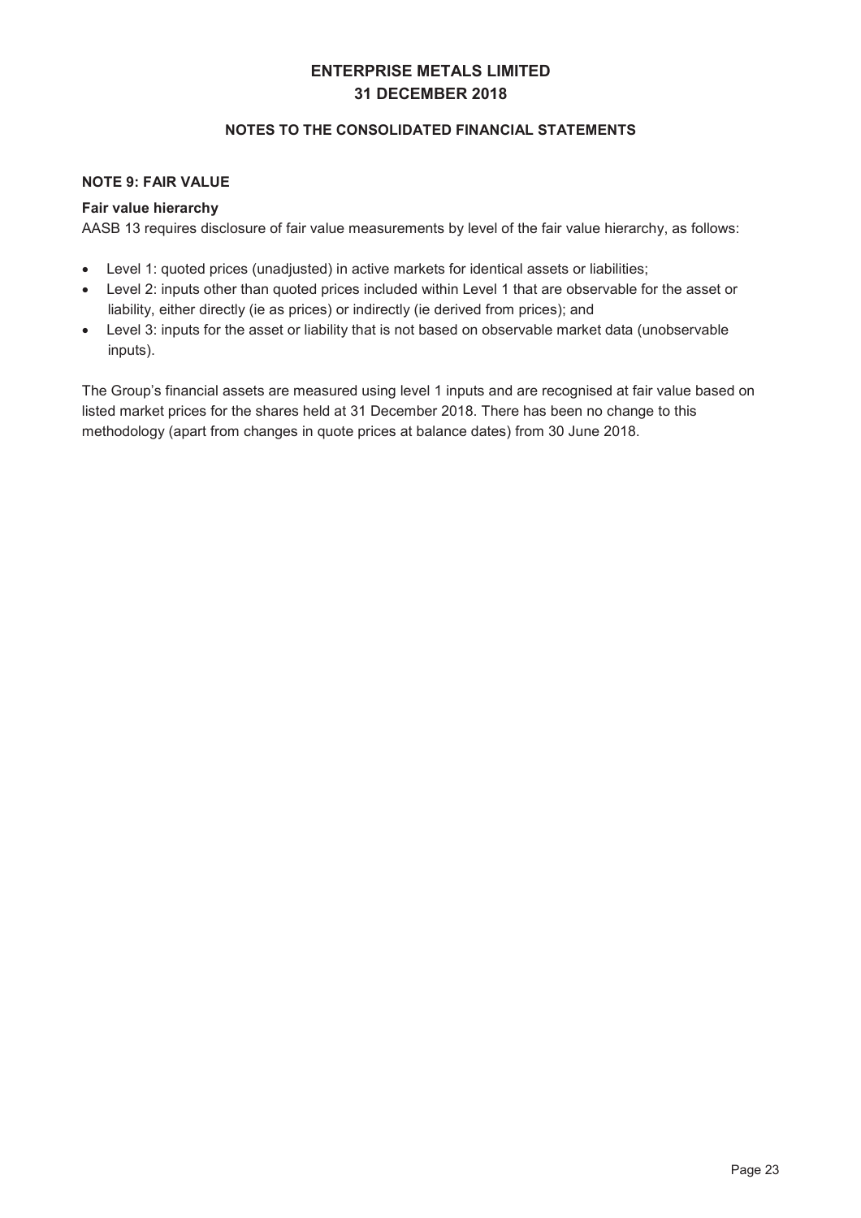# ENTERPRISE METALS LIMITED
# 31 DECEMBER 2018

## NOTES TO THE CONSOLIDATED FINANCIAL STATEMENTS

### NOTE 9: FAIR VALUE

**Fair value hierarchy**

AASB 13 requires disclosure of fair value measurements by level of the fair value hierarchy, as follows:

- Level 1: quoted prices (unadjusted) in active markets for identical assets or liabilities;
- Level 2: inputs other than quoted prices included within Level 1 that are observable for the asset or liability, either directly (ie as prices) or indirectly (ie derived from prices); and
- Level 3: inputs for the asset or liability that is not based on observable market data (unobservable inputs).

The Group's financial assets are measured using level 1 inputs and are recognised at fair value based on listed market prices for the shares held at 31 December 2018. There has been no change to this methodology (apart from changes in quote prices at balance dates) from 30 June 2018.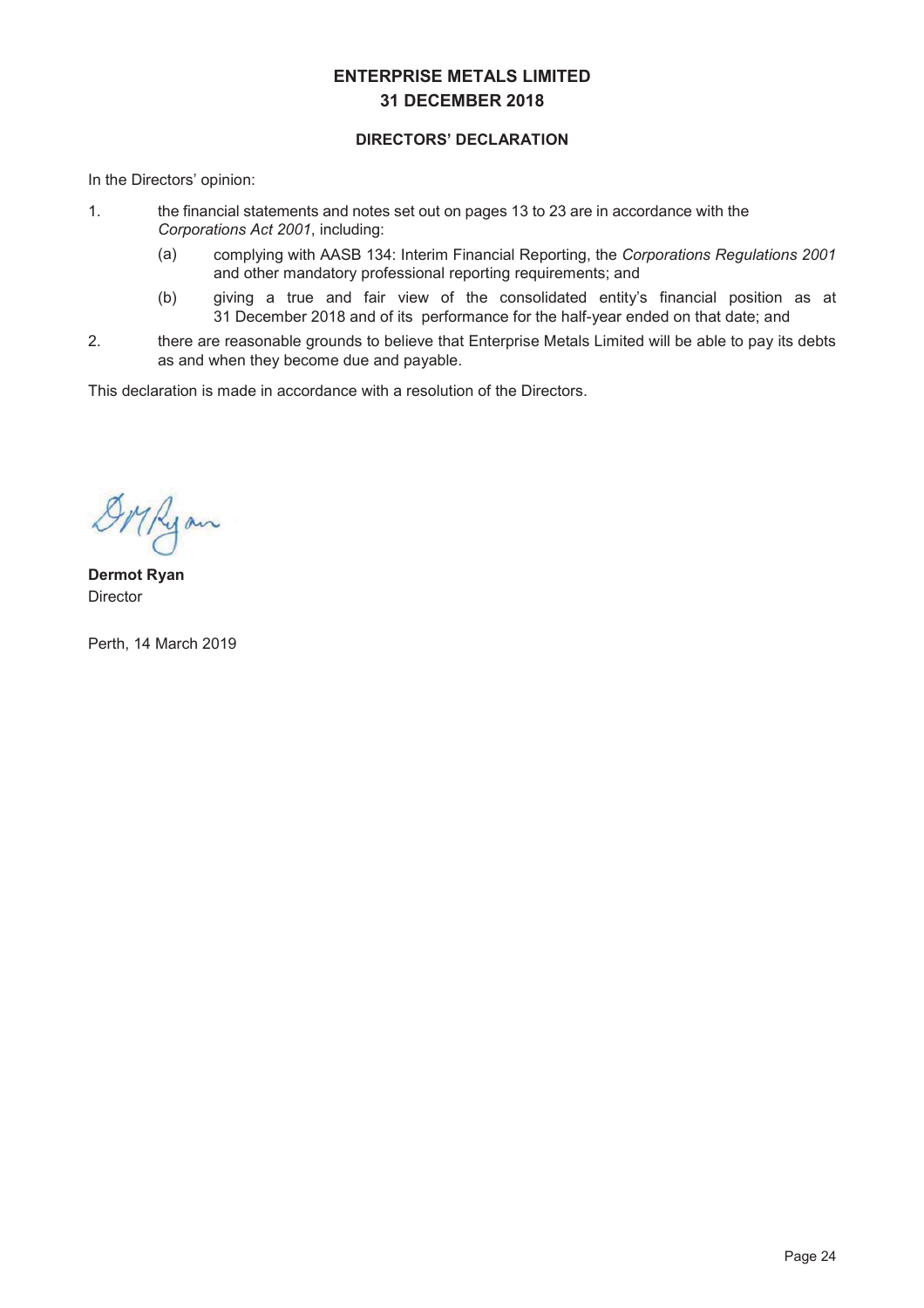# ENTERPRISE METALS LIMITED
# 31 DECEMBER 2018

## DIRECTORS' DECLARATION

In the Directors' opinion:

1. the financial statements and notes set out on pages 13 to 23 are in accordance with the *Corporations Act 2001*, including:
   (a) complying with AASB 134: Interim Financial Reporting, the *Corporations Regulations 2001* and other mandatory professional reporting requirements; and
   (b) giving a true and fair view of the consolidated entity's financial position as at 31 December 2018 and of its performance for the half-year ended on that date; and
2. there are reasonable grounds to believe that Enterprise Metals Limited will be able to pay its debts as and when they become due and payable.

This declaration is made in accordance with a resolution of the Directors.

**Dermot Ryan**
Director

Perth, 14 March 2019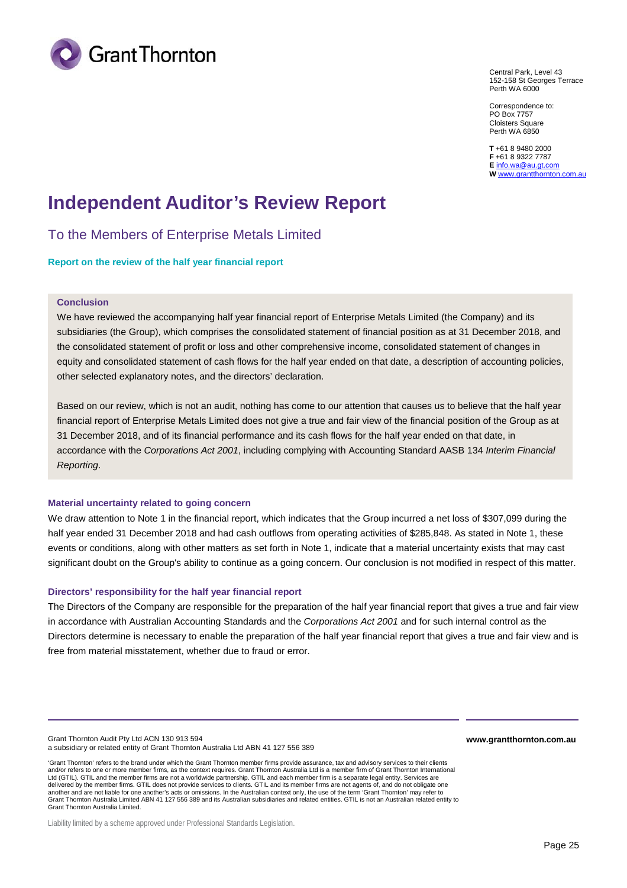Grant Thornton

Central Park, Level 43
152-158 St Georges Terrace
Perth WA 6000

Correspondence to:
PO Box 7757
Cloisters Square
Perth WA 6850

**T** +61 8 9480 2000
**F** +61 8 9322 7787
**E** info.wa@au.gt.com
**W** www.grantthornton.com.au

# Independent Auditor's Review Report

## To the Members of Enterprise Metals Limited

### Report on the review of the half year financial report

**Conclusion**

We have reviewed the accompanying half year financial report of Enterprise Metals Limited (the Company) and its subsidiaries (the Group), which comprises the consolidated statement of financial position as at 31 December 2018, and the consolidated statement of profit or loss and other comprehensive income, consolidated statement of changes in equity and consolidated statement of cash flows for the half year ended on that date, a description of accounting policies, other selected explanatory notes, and the directors' declaration.

Based on our review, which is not an audit, nothing has come to our attention that causes us to believe that the half year financial report of Enterprise Metals Limited does not give a true and fair view of the financial position of the Group as at 31 December 2018, and of its financial performance and its cash flows for the half year ended on that date, in accordance with the *Corporations Act 2001*, including complying with Accounting Standard AASB 134 *Interim Financial Reporting*.

**Material uncertainty related to going concern**

We draw attention to Note 1 in the financial report, which indicates that the Group incurred a net loss of $307,099 during the half year ended 31 December 2018 and had cash outflows from operating activities of $285,848. As stated in Note 1, these events or conditions, along with other matters as set forth in Note 1, indicate that a material uncertainty exists that may cast significant doubt on the Group's ability to continue as a going concern. Our conclusion is not modified in respect of this matter.

**Directors' responsibility for the half year financial report**

The Directors of the Company are responsible for the preparation of the half year financial report that gives a true and fair view in accordance with Australian Accounting Standards and the *Corporations Act 2001* and for such internal control as the Directors determine is necessary to enable the preparation of the half year financial report that gives a true and fair view and is free from material misstatement, whether due to fraud or error.

Grant Thornton Audit Pty Ltd ACN 130 913 594
a subsidiary or related entity of Grant Thornton Australia Ltd ABN 41 127 556 389

**www.grantthornton.com.au**

'Grant Thornton' refers to the brand under which the Grant Thornton member firms provide assurance, tax and advisory services to their clients and/or refers to one or more member firms, as the context requires. Grant Thornton Australia Ltd is a member firm of Grant Thornton International Ltd (GTIL). GTIL and the member firms are not a worldwide partnership. GTIL and each member firm is a separate legal entity. Services are delivered by the member firms. GTIL does not provide services to clients. GTIL and its member firms are not agents of, and do not obligate one another and are not liable for one another's acts or omissions. In the Australian context only, the use of the term 'Grant Thornton' may refer to Grant Thornton Australia Limited ABN 41 127 556 389 and its Australian subsidiaries and related entities. GTIL is not an Australian related entity to Grant Thornton Australia Limited.

Liability limited by a scheme approved under Professional Standards Legislation.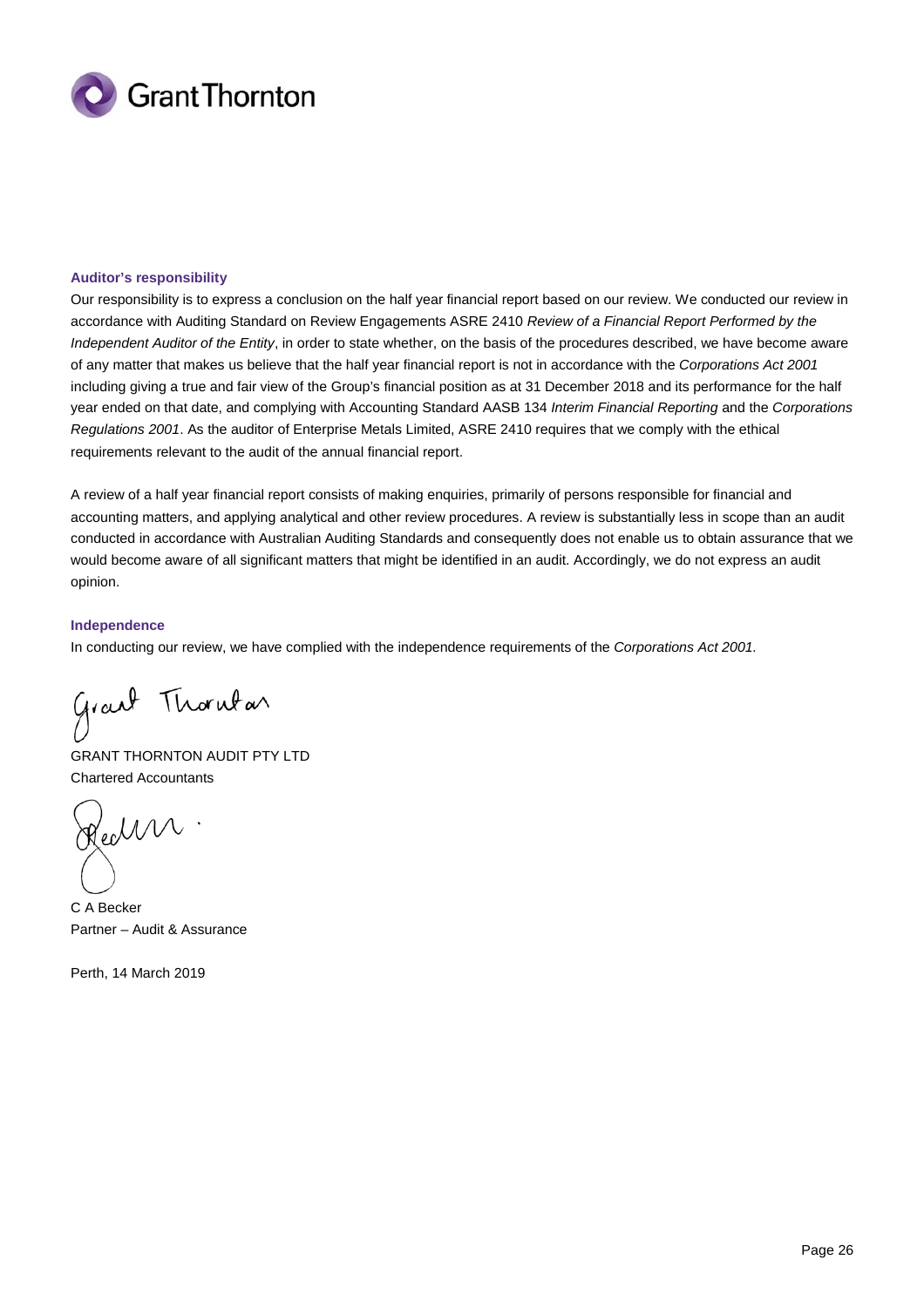## Auditor's responsibility

Our responsibility is to express a conclusion on the half year financial report based on our review. We conducted our review in accordance with Auditing Standard on Review Engagements ASRE 2410 *Review of a Financial Report Performed by the Independent Auditor of the Entity*, in order to state whether, on the basis of the procedures described, we have become aware of any matter that makes us believe that the half year financial report is not in accordance with the *Corporations Act 2001* including giving a true and fair view of the Group's financial position as at 31 December 2018 and its performance for the half year ended on that date, and complying with Accounting Standard AASB 134 *Interim Financial Reporting* and the *Corporations Regulations 2001*. As the auditor of Enterprise Metals Limited, ASRE 2410 requires that we comply with the ethical requirements relevant to the audit of the annual financial report.

A review of a half year financial report consists of making enquiries, primarily of persons responsible for financial and accounting matters, and applying analytical and other review procedures. A review is substantially less in scope than an audit conducted in accordance with Australian Auditing Standards and consequently does not enable us to obtain assurance that we would become aware of all significant matters that might be identified in an audit. Accordingly, we do not express an audit opinion.

## Independence

In conducting our review, we have complied with the independence requirements of the *Corporations Act 2001*.

GRANT THORNTON AUDIT PTY LTD
Chartered Accountants

C A Becker
Partner – Audit & Assurance

Perth, 14 March 2019